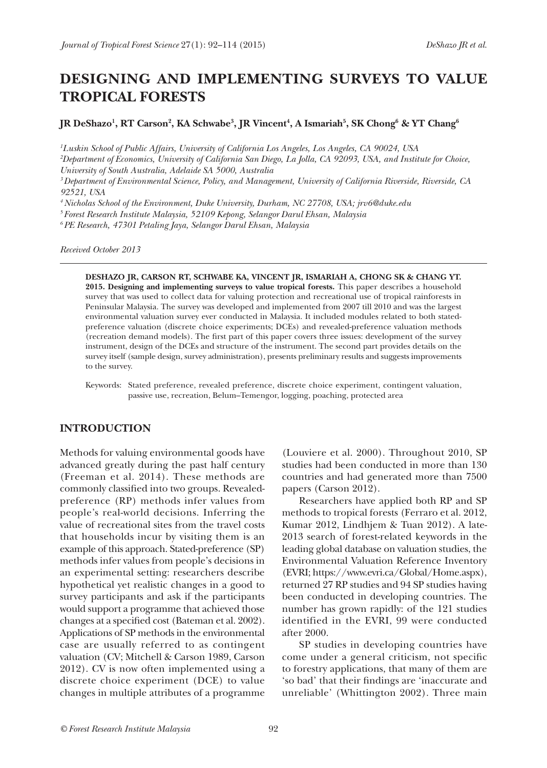# DESIGNING AND IMPLEMENTING SURVEYS TO VALUE TROPICAL FORESTS

**JR DeShazo[1], RT Carson[2], KA Schwabe[3], JR Vincent[4], A Ismariah[5], SK Chong[6] & YT Chang[6]**

*[1]Luskin School of Public Affairs, University of California Los Angeles, Los Angeles, CA 90024, USA*
*[2]Department of Economics, University of California San Diego, La Jolla, CA 92093, USA, and Institute for Choice, University of South Australia, Adelaide SA 5000, Australia*
*[3]Department of Environmental Science, Policy, and Management, University of California Riverside, Riverside, CA 92521, USA*
*[4]Nicholas School of the Environment, Duke University, Durham, NC 27708, USA; jrv6@duke.edu*
*[5]Forest Research Institute Malaysia, 52109 Kepong, Selangor Darul Ehsan, Malaysia*
*[6]PE Research, 47301 Petaling Jaya, Selangor Darul Ehsan, Malaysia*

*Received October 2013*

**DESHAZO JR, CARSON RT, SCHWABE KA, VINCENT JR, ISMARIAH A, CHONG SK & CHANG YT. 2015. Designing and implementing surveys to value tropical forests.** This paper describes a household survey that was used to collect data for valuing protection and recreational use of tropical rainforests in Peninsular Malaysia. The survey was developed and implemented from 2007 till 2010 and was the largest environmental valuation survey ever conducted in Malaysia. It included modules related to both stated-preference valuation (discrete choice experiments; DCEs) and revealed-preference valuation methods (recreation demand models). The first part of this paper covers three issues: development of the survey instrument, design of the DCEs and structure of the instrument. The second part provides details on the survey itself (sample design, survey administration), presents preliminary results and suggests improvements to the survey.

Keywords: Stated preference, revealed preference, discrete choice experiment, contingent valuation, passive use, recreation, Belum–Temengor, logging, poaching, protected area

## INTRODUCTION

Methods for valuing environmental goods have advanced greatly during the past half century (Freeman et al. 2014). These methods are commonly classified into two groups. Revealed-preference (RP) methods infer values from people's real-world decisions. Inferring the value of recreational sites from the travel costs that households incur by visiting them is an example of this approach. Stated-preference (SP) methods infer values from people's decisions in an experimental setting: researchers describe hypothetical yet realistic changes in a good to survey participants and ask if the participants would support a programme that achieved those changes at a specified cost (Bateman et al. 2002). Applications of SP methods in the environmental case are usually referred to as contingent valuation (CV; Mitchell & Carson 1989, Carson 2012). CV is now often implemented using a discrete choice experiment (DCE) to value changes in multiple attributes of a programme (Louviere et al. 2000). Throughout 2010, SP studies had been conducted in more than 130 countries and had generated more than 7500 papers (Carson 2012).

Researchers have applied both RP and SP methods to tropical forests (Ferraro et al. 2012, Kumar 2012, Lindhjem & Tuan 2012). A late-2013 search of forest-related keywords in the leading global database on valuation studies, the Environmental Valuation Reference Inventory (EVRI; https://www.evri.ca/Global/Home.aspx), returned 27 RP studies and 94 SP studies having been conducted in developing countries. The number has grown rapidly: of the 121 studies identified in the EVRI, 99 were conducted after 2000.

SP studies in developing countries have come under a general criticism, not specific to forestry applications, that many of them are 'so bad' that their findings are 'inaccurate and unreliable' (Whittington 2002). Three main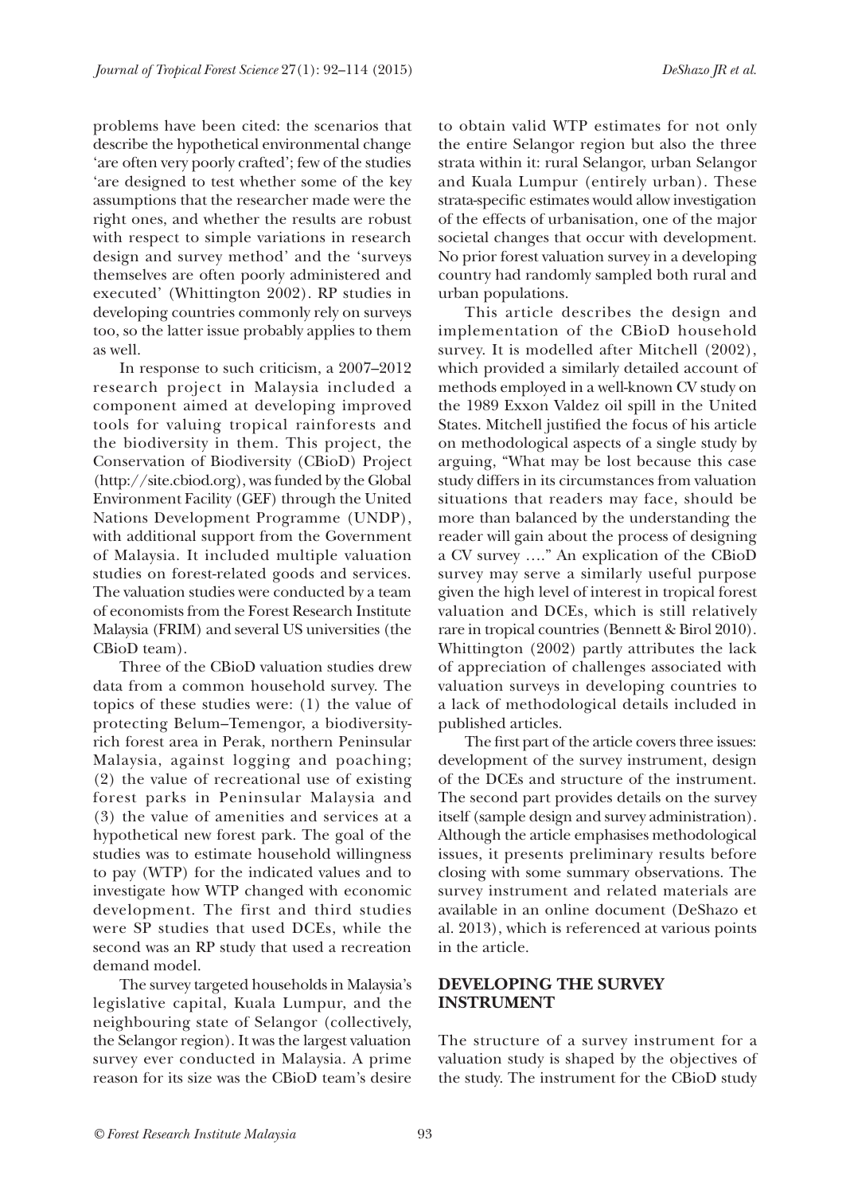problems have been cited: the scenarios that describe the hypothetical environmental change 'are often very poorly crafted'; few of the studies 'are designed to test whether some of the key assumptions that the researcher made were the right ones, and whether the results are robust with respect to simple variations in research design and survey method' and the 'surveys themselves are often poorly administered and executed' (Whittington 2002). RP studies in developing countries commonly rely on surveys too, so the latter issue probably applies to them as well.

In response to such criticism, a 2007–2012 research project in Malaysia included a component aimed at developing improved tools for valuing tropical rainforests and the biodiversity in them. This project, the Conservation of Biodiversity (CBioD) Project (http://site.cbiod.org), was funded by the Global Environment Facility (GEF) through the United Nations Development Programme (UNDP), with additional support from the Government of Malaysia. It included multiple valuation studies on forest-related goods and services. The valuation studies were conducted by a team of economists from the Forest Research Institute Malaysia (FRIM) and several US universities (the CBioD team).

Three of the CBioD valuation studies drew data from a common household survey. The topics of these studies were: (1) the value of protecting Belum–Temengor, a biodiversity-rich forest area in Perak, northern Peninsular Malaysia, against logging and poaching; (2) the value of recreational use of existing forest parks in Peninsular Malaysia and (3) the value of amenities and services at a hypothetical new forest park. The goal of the studies was to estimate household willingness to pay (WTP) for the indicated values and to investigate how WTP changed with economic development. The first and third studies were SP studies that used DCEs, while the second was an RP study that used a recreation demand model.

The survey targeted households in Malaysia's legislative capital, Kuala Lumpur, and the neighbouring state of Selangor (collectively, the Selangor region). It was the largest valuation survey ever conducted in Malaysia. A prime reason for its size was the CBioD team's desire to obtain valid WTP estimates for not only the entire Selangor region but also the three strata within it: rural Selangor, urban Selangor and Kuala Lumpur (entirely urban). These strata-specific estimates would allow investigation of the effects of urbanisation, one of the major societal changes that occur with development. No prior forest valuation survey in a developing country had randomly sampled both rural and urban populations.

This article describes the design and implementation of the CBioD household survey. It is modelled after Mitchell (2002), which provided a similarly detailed account of methods employed in a well-known CV study on the 1989 Exxon Valdez oil spill in the United States. Mitchell justified the focus of his article on methodological aspects of a single study by arguing, "What may be lost because this case study differs in its circumstances from valuation situations that readers may face, should be more than balanced by the understanding the reader will gain about the process of designing a CV survey …." An explication of the CBioD survey may serve a similarly useful purpose given the high level of interest in tropical forest valuation and DCEs, which is still relatively rare in tropical countries (Bennett & Birol 2010). Whittington (2002) partly attributes the lack of appreciation of challenges associated with valuation surveys in developing countries to a lack of methodological details included in published articles.

The first part of the article covers three issues: development of the survey instrument, design of the DCEs and structure of the instrument. The second part provides details on the survey itself (sample design and survey administration). Although the article emphasises methodological issues, it presents preliminary results before closing with some summary observations. The survey instrument and related materials are available in an online document (DeShazo et al. 2013), which is referenced at various points in the article.

## DEVELOPING THE SURVEY INSTRUMENT

The structure of a survey instrument for a valuation study is shaped by the objectives of the study. The instrument for the CBioD study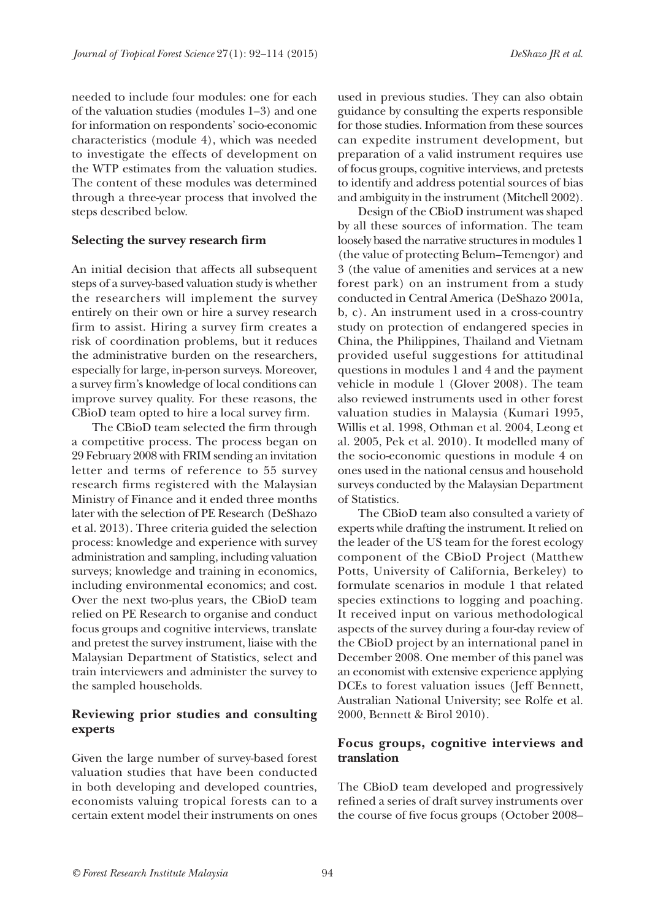needed to include four modules: one for each of the valuation studies (modules 1–3) and one for information on respondents' socio-economic characteristics (module 4), which was needed to investigate the effects of development on the WTP estimates from the valuation studies. The content of these modules was determined through a three-year process that involved the steps described below.

### Selecting the survey research firm

An initial decision that affects all subsequent steps of a survey-based valuation study is whether the researchers will implement the survey entirely on their own or hire a survey research firm to assist. Hiring a survey firm creates a risk of coordination problems, but it reduces the administrative burden on the researchers, especially for large, in-person surveys. Moreover, a survey firm's knowledge of local conditions can improve survey quality. For these reasons, the CBioD team opted to hire a local survey firm.

The CBioD team selected the firm through a competitive process. The process began on 29 February 2008 with FRIM sending an invitation letter and terms of reference to 55 survey research firms registered with the Malaysian Ministry of Finance and it ended three months later with the selection of PE Research (DeShazo et al. 2013). Three criteria guided the selection process: knowledge and experience with survey administration and sampling, including valuation surveys; knowledge and training in economics, including environmental economics; and cost. Over the next two-plus years, the CBioD team relied on PE Research to organise and conduct focus groups and cognitive interviews, translate and pretest the survey instrument, liaise with the Malaysian Department of Statistics, select and train interviewers and administer the survey to the sampled households.

### Reviewing prior studies and consulting experts

Given the large number of survey-based forest valuation studies that have been conducted in both developing and developed countries, economists valuing tropical forests can to a certain extent model their instruments on ones used in previous studies. They can also obtain guidance by consulting the experts responsible for those studies. Information from these sources can expedite instrument development, but preparation of a valid instrument requires use of focus groups, cognitive interviews, and pretests to identify and address potential sources of bias and ambiguity in the instrument (Mitchell 2002).

Design of the CBioD instrument was shaped by all these sources of information. The team loosely based the narrative structures in modules 1 (the value of protecting Belum–Temengor) and 3 (the value of amenities and services at a new forest park) on an instrument from a study conducted in Central America (DeShazo 2001a, b, c). An instrument used in a cross-country study on protection of endangered species in China, the Philippines, Thailand and Vietnam provided useful suggestions for attitudinal questions in modules 1 and 4 and the payment vehicle in module 1 (Glover 2008). The team also reviewed instruments used in other forest valuation studies in Malaysia (Kumari 1995, Willis et al. 1998, Othman et al. 2004, Leong et al. 2005, Pek et al. 2010). It modelled many of the socio-economic questions in module 4 on ones used in the national census and household surveys conducted by the Malaysian Department of Statistics.

The CBioD team also consulted a variety of experts while drafting the instrument. It relied on the leader of the US team for the forest ecology component of the CBioD Project (Matthew Potts, University of California, Berkeley) to formulate scenarios in module 1 that related species extinctions to logging and poaching. It received input on various methodological aspects of the survey during a four-day review of the CBioD project by an international panel in December 2008. One member of this panel was an economist with extensive experience applying DCEs to forest valuation issues (Jeff Bennett, Australian National University; see Rolfe et al. 2000, Bennett & Birol 2010).

### Focus groups, cognitive interviews and translation

The CBioD team developed and progressively refined a series of draft survey instruments over the course of five focus groups (October 2008–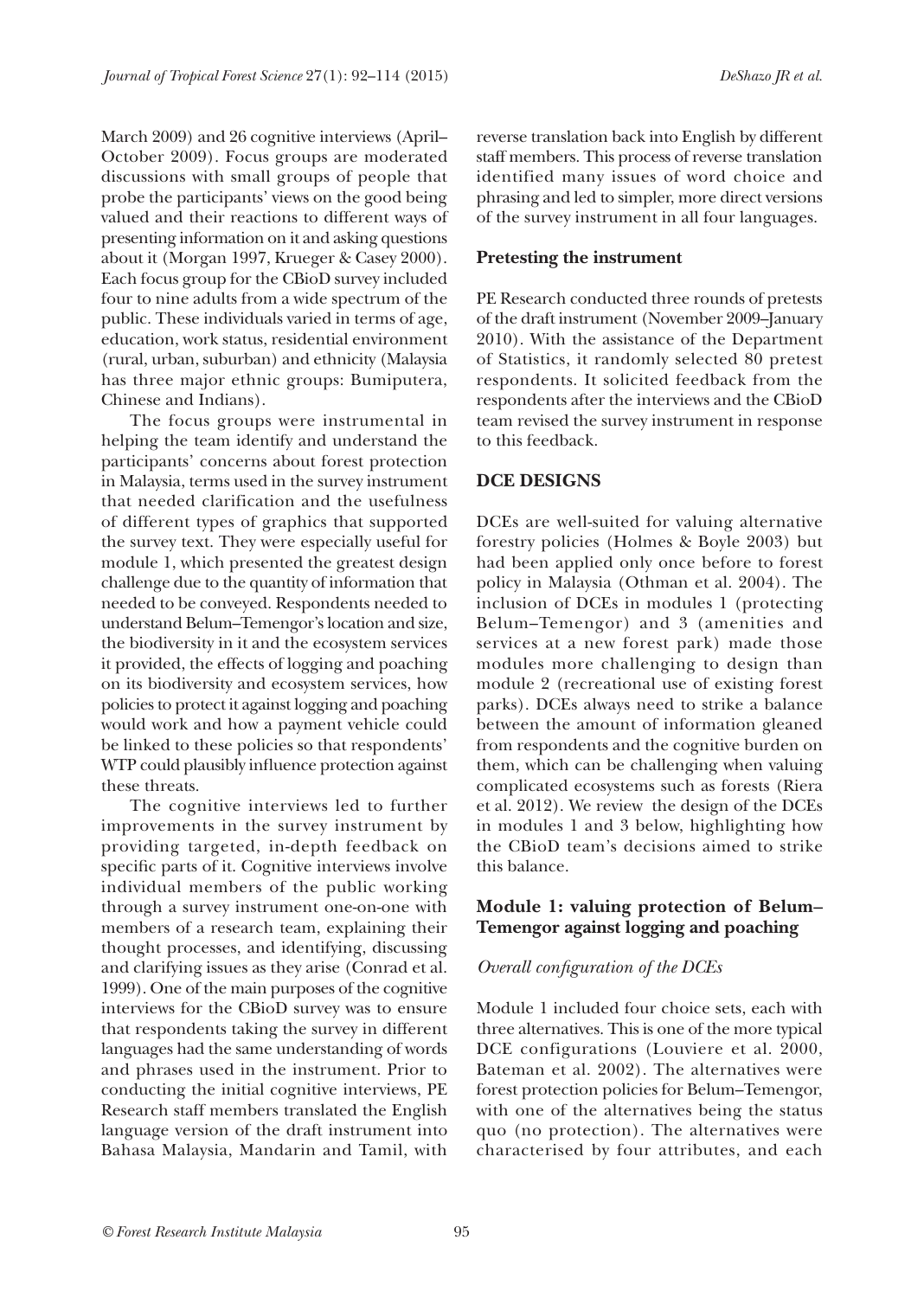March 2009) and 26 cognitive interviews (April–October 2009). Focus groups are moderated discussions with small groups of people that probe the participants' views on the good being valued and their reactions to different ways of presenting information on it and asking questions about it (Morgan 1997, Krueger & Casey 2000). Each focus group for the CBioD survey included four to nine adults from a wide spectrum of the public. These individuals varied in terms of age, education, work status, residential environment (rural, urban, suburban) and ethnicity (Malaysia has three major ethnic groups: Bumiputera, Chinese and Indians).

The focus groups were instrumental in helping the team identify and understand the participants' concerns about forest protection in Malaysia, terms used in the survey instrument that needed clarification and the usefulness of different types of graphics that supported the survey text. They were especially useful for module 1, which presented the greatest design challenge due to the quantity of information that needed to be conveyed. Respondents needed to understand Belum–Temengor's location and size, the biodiversity in it and the ecosystem services it provided, the effects of logging and poaching on its biodiversity and ecosystem services, how policies to protect it against logging and poaching would work and how a payment vehicle could be linked to these policies so that respondents' WTP could plausibly influence protection against these threats.

The cognitive interviews led to further improvements in the survey instrument by providing targeted, in-depth feedback on specific parts of it. Cognitive interviews involve individual members of the public working through a survey instrument one-on-one with members of a research team, explaining their thought processes, and identifying, discussing and clarifying issues as they arise (Conrad et al. 1999). One of the main purposes of the cognitive interviews for the CBioD survey was to ensure that respondents taking the survey in different languages had the same understanding of words and phrases used in the instrument. Prior to conducting the initial cognitive interviews, PE Research staff members translated the English language version of the draft instrument into Bahasa Malaysia, Mandarin and Tamil, with reverse translation back into English by different staff members. This process of reverse translation identified many issues of word choice and phrasing and led to simpler, more direct versions of the survey instrument in all four languages.

### Pretesting the instrument

PE Research conducted three rounds of pretests of the draft instrument (November 2009–January 2010). With the assistance of the Department of Statistics, it randomly selected 80 pretest respondents. It solicited feedback from the respondents after the interviews and the CBioD team revised the survey instrument in response to this feedback.

## DCE DESIGNS

DCEs are well-suited for valuing alternative forestry policies (Holmes & Boyle 2003) but had been applied only once before to forest policy in Malaysia (Othman et al. 2004). The inclusion of DCEs in modules 1 (protecting Belum–Temengor) and 3 (amenities and services at a new forest park) made those modules more challenging to design than module 2 (recreational use of existing forest parks). DCEs always need to strike a balance between the amount of information gleaned from respondents and the cognitive burden on them, which can be challenging when valuing complicated ecosystems such as forests (Riera et al. 2012). We review the design of the DCEs in modules 1 and 3 below, highlighting how the CBioD team's decisions aimed to strike this balance.

### Module 1: valuing protection of Belum–Temengor against logging and poaching

#### *Overall configuration of the DCEs*

Module 1 included four choice sets, each with three alternatives. This is one of the more typical DCE configurations (Louviere et al. 2000, Bateman et al. 2002). The alternatives were forest protection policies for Belum–Temengor, with one of the alternatives being the status quo (no protection). The alternatives were characterised by four attributes, and each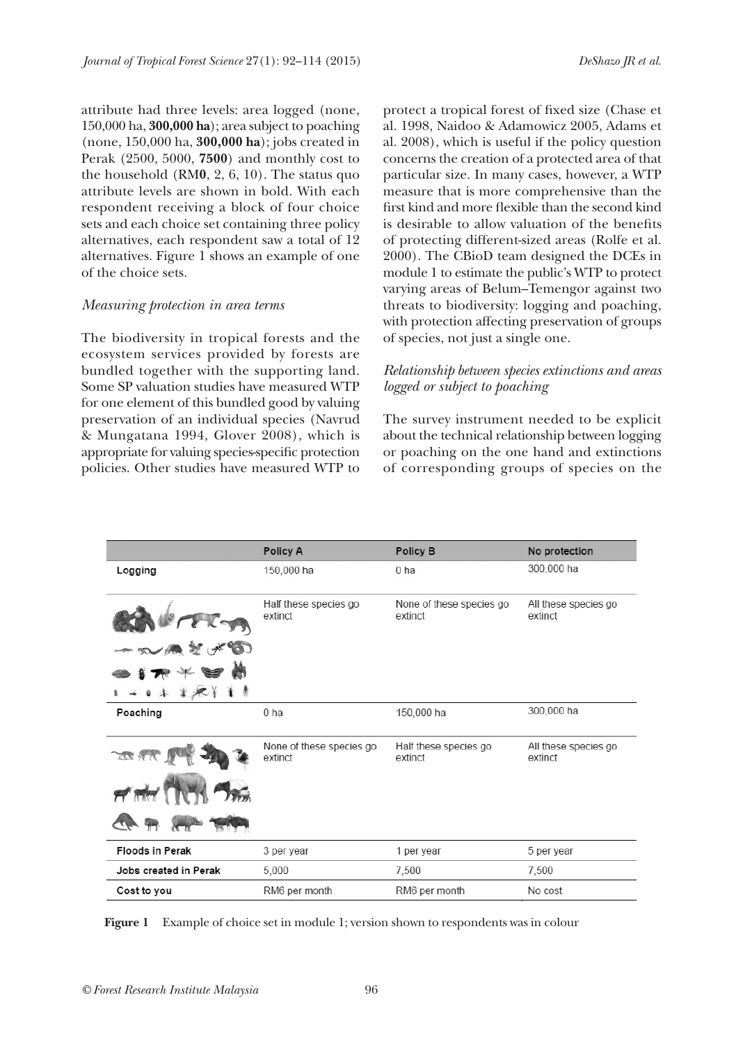attribute had three levels: area logged (none, 150,000 ha, **300,000 ha**); area subject to poaching (none, 150,000 ha, **300,000 ha**); jobs created in Perak (2500, 5000, **7500**) and monthly cost to the household (RM**0**, 2, 6, 10). The status quo attribute levels are shown in bold. With each respondent receiving a block of four choice sets and each choice set containing three policy alternatives, each respondent saw a total of 12 alternatives. Figure 1 shows an example of one of the choice sets.

### *Measuring protection in area terms*

The biodiversity in tropical forests and the ecosystem services provided by forests are bundled together with the supporting land. Some SP valuation studies have measured WTP for one element of this bundled good by valuing preservation of an individual species (Navrud & Mungatana 1994, Glover 2008), which is appropriate for valuing species-specific protection policies. Other studies have measured WTP to protect a tropical forest of fixed size (Chase et al. 1998, Naidoo & Adamowicz 2005, Adams et al. 2008), which is useful if the policy question concerns the creation of a protected area of that particular size. In many cases, however, a WTP measure that is more comprehensive than the first kind and more flexible than the second kind is desirable to allow valuation of the benefits of protecting different-sized areas (Rolfe et al. 2000). The CBioD team designed the DCEs in module 1 to estimate the public's WTP to protect varying areas of Belum–Temengor against two threats to biodiversity: logging and poaching, with protection affecting preservation of groups of species, not just a single one.

### *Relationship between species extinctions and areas logged or subject to poaching*

The survey instrument needed to be explicit about the technical relationship between logging or poaching on the one hand and extinctions of corresponding groups of species on the

| | Policy A | Policy B | No protection |
|---|---|---|---|
| Logging | 150,000 ha | 0 ha | 300,000 ha |
| | Half these species go extinct | None of these species go extinct | All these species go extinct |
| Poaching | 0 ha | 150,000 ha | 300,000 ha |
| | None of these species go extinct | Half these species go extinct | All these species go extinct |
| Floods in Perak | 3 per year | 1 per year | 5 per year |
| Jobs created in Perak | 5,000 | 7,500 | 7,500 |
| Cost to you | RM6 per month | RM6 per month | No cost |

**Figure 1** Example of choice set in module 1; version shown to respondents was in colour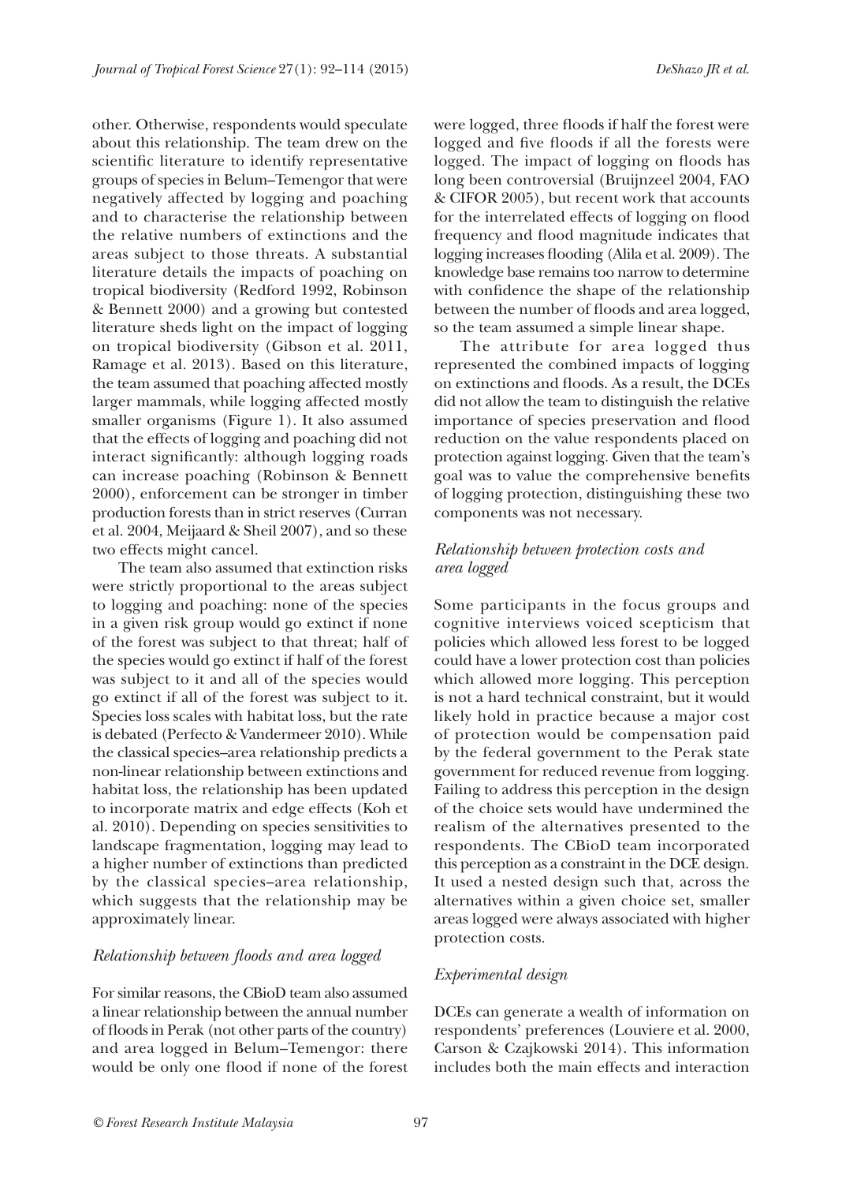other. Otherwise, respondents would speculate about this relationship. The team drew on the scientific literature to identify representative groups of species in Belum–Temengor that were negatively affected by logging and poaching and to characterise the relationship between the relative numbers of extinctions and the areas subject to those threats. A substantial literature details the impacts of poaching on tropical biodiversity (Redford 1992, Robinson & Bennett 2000) and a growing but contested literature sheds light on the impact of logging on tropical biodiversity (Gibson et al. 2011, Ramage et al. 2013). Based on this literature, the team assumed that poaching affected mostly larger mammals, while logging affected mostly smaller organisms (Figure 1). It also assumed that the effects of logging and poaching did not interact significantly: although logging roads can increase poaching (Robinson & Bennett 2000), enforcement can be stronger in timber production forests than in strict reserves (Curran et al. 2004, Meijaard & Sheil 2007), and so these two effects might cancel.

The team also assumed that extinction risks were strictly proportional to the areas subject to logging and poaching: none of the species in a given risk group would go extinct if none of the forest was subject to that threat; half of the species would go extinct if half of the forest was subject to it and all of the species would go extinct if all of the forest was subject to it. Species loss scales with habitat loss, but the rate is debated (Perfecto & Vandermeer 2010). While the classical species–area relationship predicts a non-linear relationship between extinctions and habitat loss, the relationship has been updated to incorporate matrix and edge effects (Koh et al. 2010). Depending on species sensitivities to landscape fragmentation, logging may lead to a higher number of extinctions than predicted by the classical species–area relationship, which suggests that the relationship may be approximately linear.

*Relationship between floods and area logged*

For similar reasons, the CBioD team also assumed a linear relationship between the annual number of floods in Perak (not other parts of the country) and area logged in Belum–Temengor: there would be only one flood if none of the forest were logged, three floods if half the forest were logged and five floods if all the forests were logged. The impact of logging on floods has long been controversial (Bruijnzeel 2004, FAO & CIFOR 2005), but recent work that accounts for the interrelated effects of logging on flood frequency and flood magnitude indicates that logging increases flooding (Alila et al. 2009). The knowledge base remains too narrow to determine with confidence the shape of the relationship between the number of floods and area logged, so the team assumed a simple linear shape.

The attribute for area logged thus represented the combined impacts of logging on extinctions and floods. As a result, the DCEs did not allow the team to distinguish the relative importance of species preservation and flood reduction on the value respondents placed on protection against logging. Given that the team's goal was to value the comprehensive benefits of logging protection, distinguishing these two components was not necessary.

*Relationship between protection costs and area logged*

Some participants in the focus groups and cognitive interviews voiced scepticism that policies which allowed less forest to be logged could have a lower protection cost than policies which allowed more logging. This perception is not a hard technical constraint, but it would likely hold in practice because a major cost of protection would be compensation paid by the federal government to the Perak state government for reduced revenue from logging. Failing to address this perception in the design of the choice sets would have undermined the realism of the alternatives presented to the respondents. The CBioD team incorporated this perception as a constraint in the DCE design. It used a nested design such that, across the alternatives within a given choice set, smaller areas logged were always associated with higher protection costs.

*Experimental design*

DCEs can generate a wealth of information on respondents' preferences (Louviere et al. 2000, Carson & Czajkowski 2014). This information includes both the main effects and interaction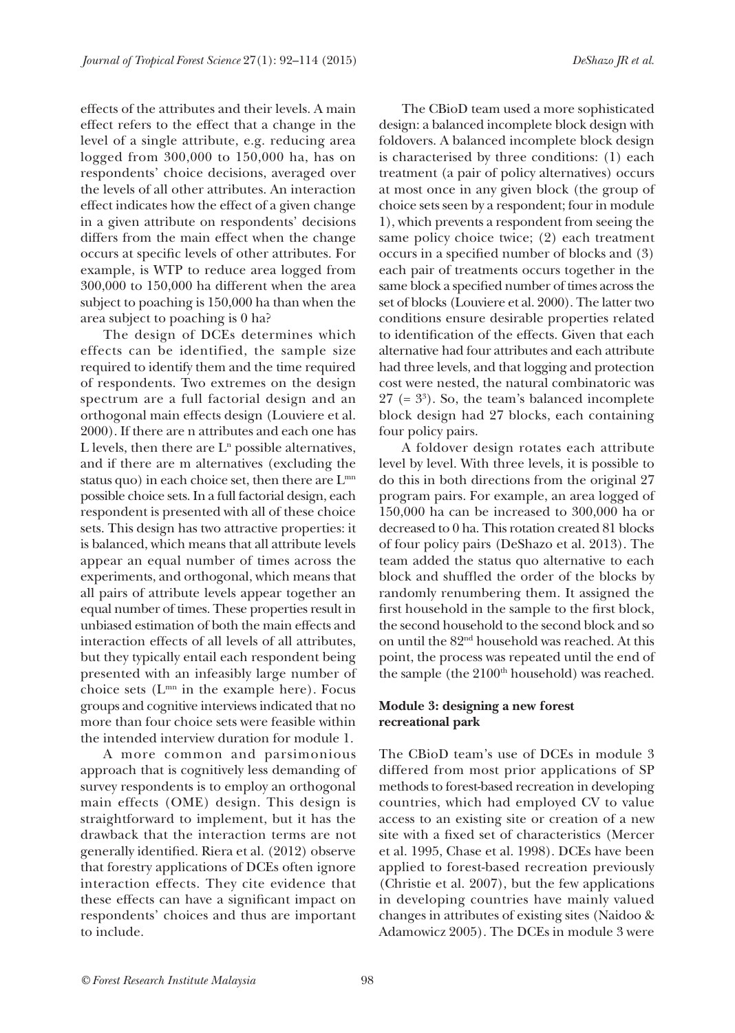effects of the attributes and their levels. A main effect refers to the effect that a change in the level of a single attribute, e.g. reducing area logged from 300,000 to 150,000 ha, has on respondents' choice decisions, averaged over the levels of all other attributes. An interaction effect indicates how the effect of a given change in a given attribute on respondents' decisions differs from the main effect when the change occurs at specific levels of other attributes. For example, is WTP to reduce area logged from 300,000 to 150,000 ha different when the area subject to poaching is 150,000 ha than when the area subject to poaching is 0 ha?

The design of DCEs determines which effects can be identified, the sample size required to identify them and the time required of respondents. Two extremes on the design spectrum are a full factorial design and an orthogonal main effects design (Louviere et al. 2000). If there are n attributes and each one has L levels, then there are $L^n$ possible alternatives, and if there are m alternatives (excluding the status quo) in each choice set, then there are $L^{mn}$ possible choice sets. In a full factorial design, each respondent is presented with all of these choice sets. This design has two attractive properties: it is balanced, which means that all attribute levels appear an equal number of times across the experiments, and orthogonal, which means that all pairs of attribute levels appear together an equal number of times. These properties result in unbiased estimation of both the main effects and interaction effects of all levels of all attributes, but they typically entail each respondent being presented with an infeasibly large number of choice sets ($L^{mn}$ in the example here). Focus groups and cognitive interviews indicated that no more than four choice sets were feasible within the intended interview duration for module 1.

A more common and parsimonious approach that is cognitively less demanding of survey respondents is to employ an orthogonal main effects (OME) design. This design is straightforward to implement, but it has the drawback that the interaction terms are not generally identified. Riera et al. (2012) observe that forestry applications of DCEs often ignore interaction effects. They cite evidence that these effects can have a significant impact on respondents' choices and thus are important to include.

The CBioD team used a more sophisticated design: a balanced incomplete block design with foldovers. A balanced incomplete block design is characterised by three conditions: (1) each treatment (a pair of policy alternatives) occurs at most once in any given block (the group of choice sets seen by a respondent; four in module 1), which prevents a respondent from seeing the same policy choice twice; (2) each treatment occurs in a specified number of blocks and (3) each pair of treatments occurs together in the same block a specified number of times across the set of blocks (Louviere et al. 2000). The latter two conditions ensure desirable properties related to identification of the effects. Given that each alternative had four attributes and each attribute had three levels, and that logging and protection cost were nested, the natural combinatoric was $27$ ($= 3^3$). So, the team's balanced incomplete block design had 27 blocks, each containing four policy pairs.

A foldover design rotates each attribute level by level. With three levels, it is possible to do this in both directions from the original 27 program pairs. For example, an area logged of 150,000 ha can be increased to 300,000 ha or decreased to 0 ha. This rotation created 81 blocks of four policy pairs (DeShazo et al. 2013). The team added the status quo alternative to each block and shuffled the order of the blocks by randomly renumbering them. It assigned the first household in the sample to the first block, the second household to the second block and so on until the 82nd household was reached. At this point, the process was repeated until the end of the sample (the 2100th household) was reached.

#### Module 3: designing a new forest recreational park

The CBioD team's use of DCEs in module 3 differed from most prior applications of SP methods to forest-based recreation in developing countries, which had employed CV to value access to an existing site or creation of a new site with a fixed set of characteristics (Mercer et al. 1995, Chase et al. 1998). DCEs have been applied to forest-based recreation previously (Christie et al. 2007), but the few applications in developing countries have mainly valued changes in attributes of existing sites (Naidoo & Adamowicz 2005). The DCEs in module 3 were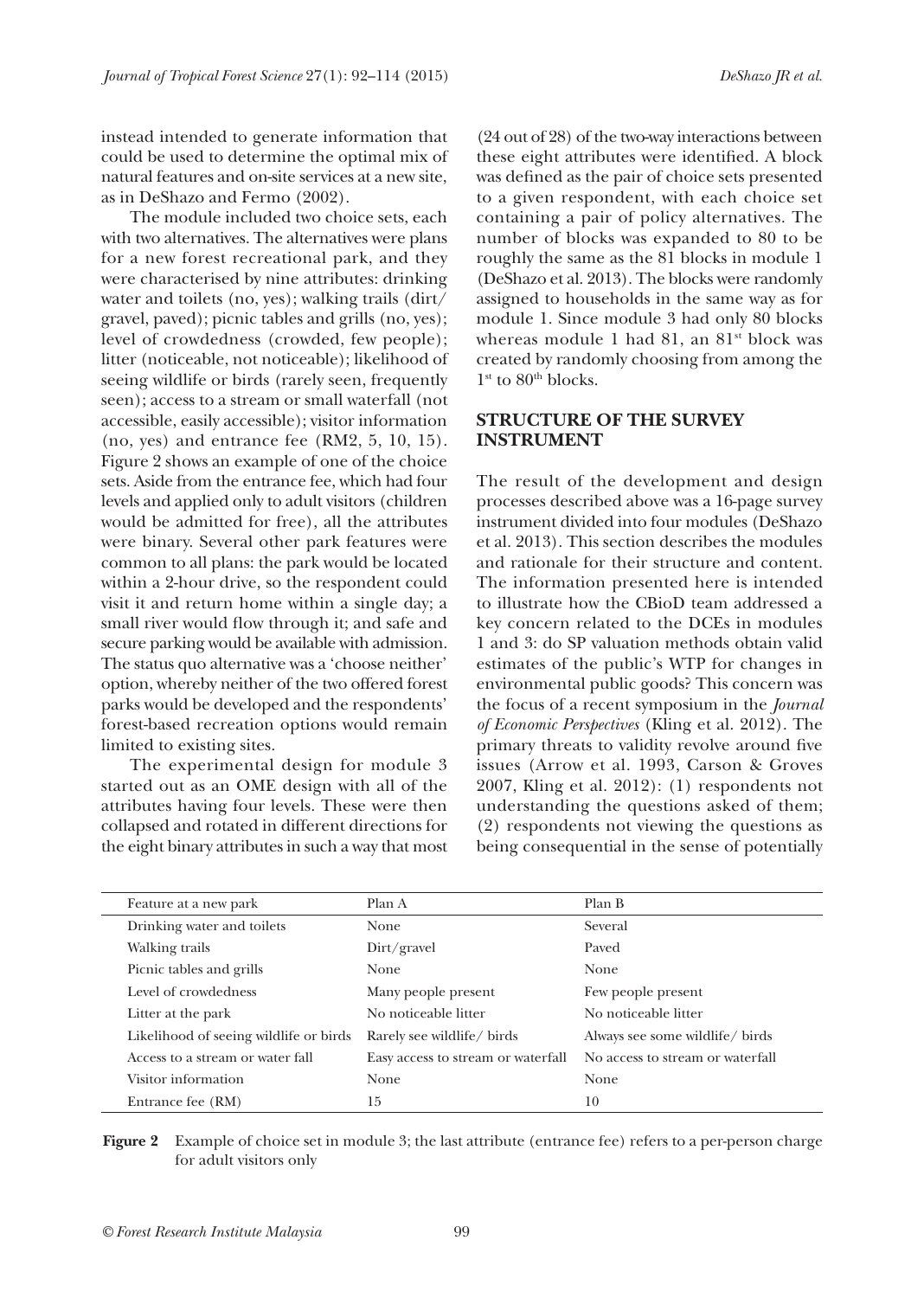instead intended to generate information that could be used to determine the optimal mix of natural features and on-site services at a new site, as in DeShazo and Fermo (2002).

The module included two choice sets, each with two alternatives. The alternatives were plans for a new forest recreational park, and they were characterised by nine attributes: drinking water and toilets (no, yes); walking trails (dirt/gravel, paved); picnic tables and grills (no, yes); level of crowdedness (crowded, few people); litter (noticeable, not noticeable); likelihood of seeing wildlife or birds (rarely seen, frequently seen); access to a stream or small waterfall (not accessible, easily accessible); visitor information (no, yes) and entrance fee (RM2, 5, 10, 15). Figure 2 shows an example of one of the choice sets. Aside from the entrance fee, which had four levels and applied only to adult visitors (children would be admitted for free), all the attributes were binary. Several other park features were common to all plans: the park would be located within a 2-hour drive, so the respondent could visit it and return home within a single day; a small river would flow through it; and safe and secure parking would be available with admission. The status quo alternative was a 'choose neither' option, whereby neither of the two offered forest parks would be developed and the respondents' forest-based recreation options would remain limited to existing sites.

The experimental design for module 3 started out as an OME design with all of the attributes having four levels. These were then collapsed and rotated in different directions for the eight binary attributes in such a way that most (24 out of 28) of the two-way interactions between these eight attributes were identified. A block was defined as the pair of choice sets presented to a given respondent, with each choice set containing a pair of policy alternatives. The number of blocks was expanded to 80 to be roughly the same as the 81 blocks in module 1 (DeShazo et al. 2013). The blocks were randomly assigned to households in the same way as for module 1. Since module 3 had only 80 blocks whereas module 1 had 81, an 81st block was created by randomly choosing from among the 1st to 80th blocks.

## STRUCTURE OF THE SURVEY INSTRUMENT

The result of the development and design processes described above was a 16-page survey instrument divided into four modules (DeShazo et al. 2013). This section describes the modules and rationale for their structure and content. The information presented here is intended to illustrate how the CBioD team addressed a key concern related to the DCEs in modules 1 and 3: do SP valuation methods obtain valid estimates of the public's WTP for changes in environmental public goods? This concern was the focus of a recent symposium in the *Journal of Economic Perspectives* (Kling et al. 2012). The primary threats to validity revolve around five issues (Arrow et al. 1993, Carson & Groves 2007, Kling et al. 2012): (1) respondents not understanding the questions asked of them; (2) respondents not viewing the questions as being consequential in the sense of potentially

| Feature at a new park | Plan A | Plan B |
|---|---|---|
| Drinking water and toilets | None | Several |
| Walking trails | Dirt/gravel | Paved |
| Picnic tables and grills | None | None |
| Level of crowdedness | Many people present | Few people present |
| Litter at the park | No noticeable litter | No noticeable litter |
| Likelihood of seeing wildlife or birds | Rarely see wildlife/ birds | Always see some wildlife/ birds |
| Access to a stream or water fall | Easy access to stream or waterfall | No access to stream or waterfall |
| Visitor information | None | None |
| Entrance fee (RM) | 15 | 10 |

**Figure 2** Example of choice set in module 3; the last attribute (entrance fee) refers to a per-person charge for adult visitors only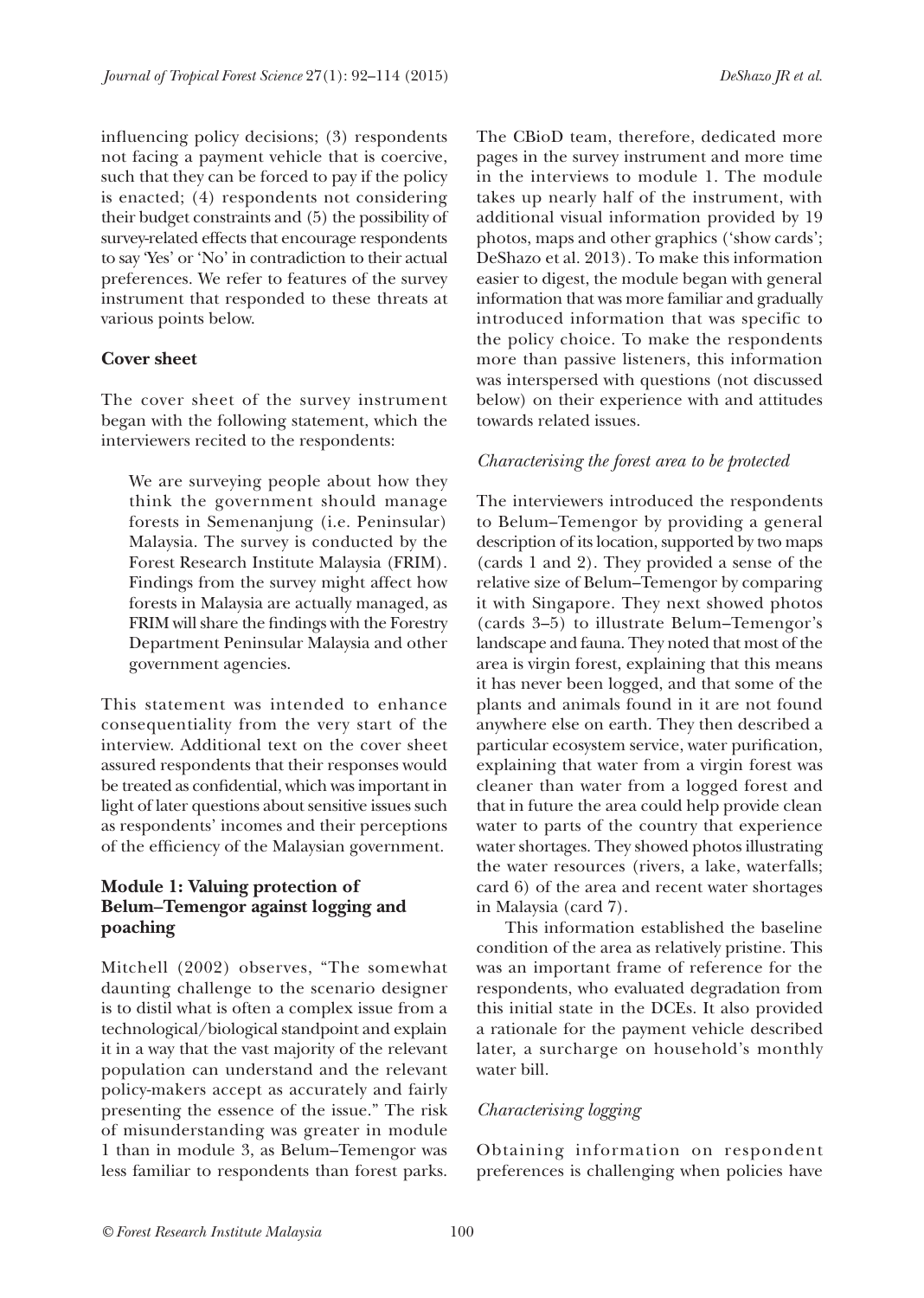influencing policy decisions; (3) respondents not facing a payment vehicle that is coercive, such that they can be forced to pay if the policy is enacted; (4) respondents not considering their budget constraints and (5) the possibility of survey-related effects that encourage respondents to say 'Yes' or 'No' in contradiction to their actual preferences. We refer to features of the survey instrument that responded to these threats at various points below.

**Cover sheet**

The cover sheet of the survey instrument began with the following statement, which the interviewers recited to the respondents:

> We are surveying people about how they think the government should manage forests in Semenanjung (i.e. Peninsular) Malaysia. The survey is conducted by the Forest Research Institute Malaysia (FRIM). Findings from the survey might affect how forests in Malaysia are actually managed, as FRIM will share the findings with the Forestry Department Peninsular Malaysia and other government agencies.

This statement was intended to enhance consequentiality from the very start of the interview. Additional text on the cover sheet assured respondents that their responses would be treated as confidential, which was important in light of later questions about sensitive issues such as respondents' incomes and their perceptions of the efficiency of the Malaysian government.

**Module 1: Valuing protection of Belum–Temengor against logging and poaching**

Mitchell (2002) observes, "The somewhat daunting challenge to the scenario designer is to distil what is often a complex issue from a technological/biological standpoint and explain it in a way that the vast majority of the relevant population can understand and the relevant policy-makers accept as accurately and fairly presenting the essence of the issue." The risk of misunderstanding was greater in module 1 than in module 3, as Belum–Temengor was less familiar to respondents than forest parks. The CBioD team, therefore, dedicated more pages in the survey instrument and more time in the interviews to module 1. The module takes up nearly half of the instrument, with additional visual information provided by 19 photos, maps and other graphics ('show cards'; DeShazo et al. 2013). To make this information easier to digest, the module began with general information that was more familiar and gradually introduced information that was specific to the policy choice. To make the respondents more than passive listeners, this information was interspersed with questions (not discussed below) on their experience with and attitudes towards related issues.

*Characterising the forest area to be protected*

The interviewers introduced the respondents to Belum–Temengor by providing a general description of its location, supported by two maps (cards 1 and 2). They provided a sense of the relative size of Belum–Temengor by comparing it with Singapore. They next showed photos (cards 3–5) to illustrate Belum–Temengor's landscape and fauna. They noted that most of the area is virgin forest, explaining that this means it has never been logged, and that some of the plants and animals found in it are not found anywhere else on earth. They then described a particular ecosystem service, water purification, explaining that water from a virgin forest was cleaner than water from a logged forest and that in future the area could help provide clean water to parts of the country that experience water shortages. They showed photos illustrating the water resources (rivers, a lake, waterfalls; card 6) of the area and recent water shortages in Malaysia (card 7).

This information established the baseline condition of the area as relatively pristine. This was an important frame of reference for the respondents, who evaluated degradation from this initial state in the DCEs. It also provided a rationale for the payment vehicle described later, a surcharge on household's monthly water bill.

*Characterising logging*

Obtaining information on respondent preferences is challenging when policies have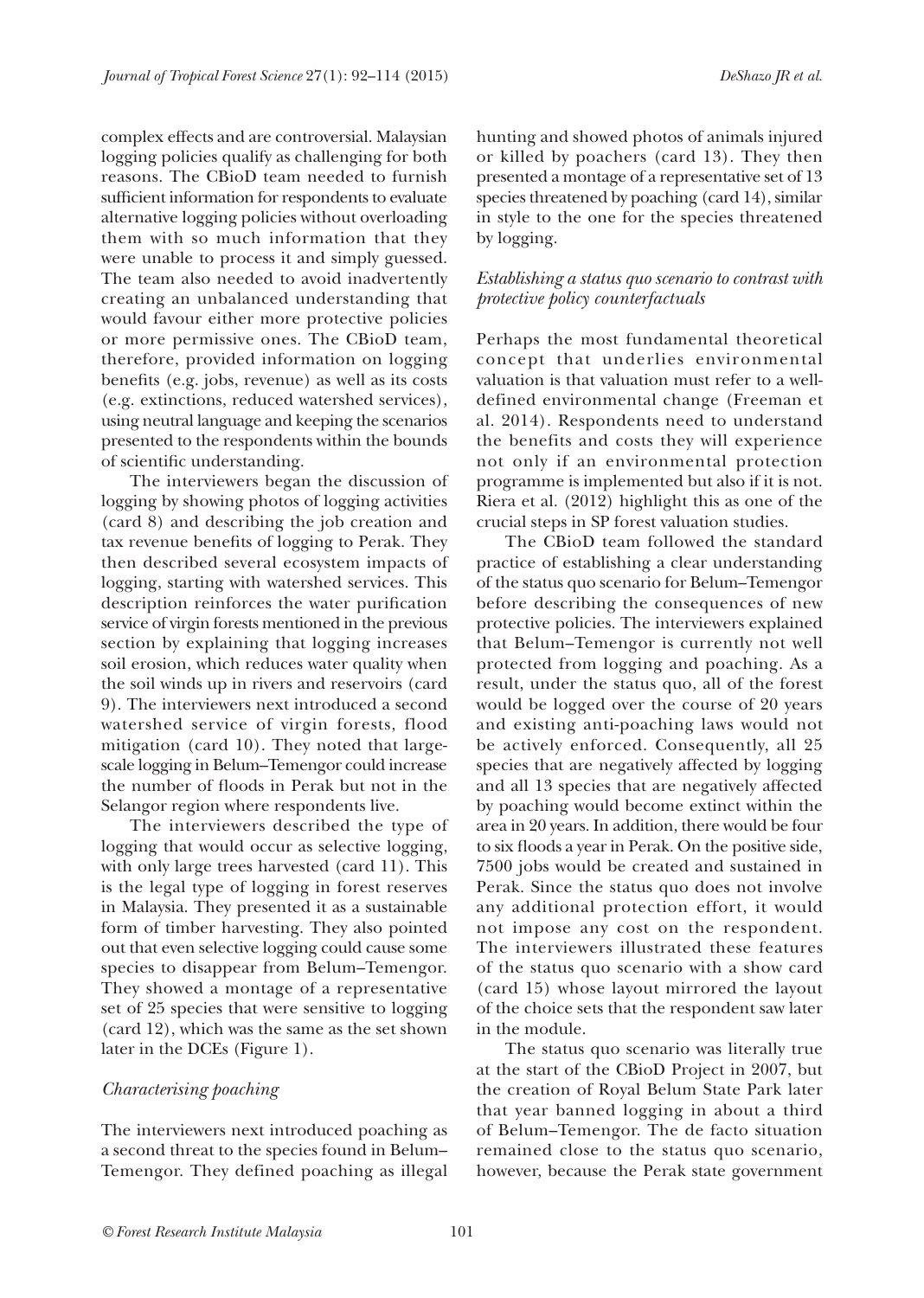complex effects and are controversial. Malaysian logging policies qualify as challenging for both reasons. The CBioD team needed to furnish sufficient information for respondents to evaluate alternative logging policies without overloading them with so much information that they were unable to process it and simply guessed. The team also needed to avoid inadvertently creating an unbalanced understanding that would favour either more protective policies or more permissive ones. The CBioD team, therefore, provided information on logging benefits (e.g. jobs, revenue) as well as its costs (e.g. extinctions, reduced watershed services), using neutral language and keeping the scenarios presented to the respondents within the bounds of scientific understanding.

The interviewers began the discussion of logging by showing photos of logging activities (card 8) and describing the job creation and tax revenue benefits of logging to Perak. They then described several ecosystem impacts of logging, starting with watershed services. This description reinforces the water purification service of virgin forests mentioned in the previous section by explaining that logging increases soil erosion, which reduces water quality when the soil winds up in rivers and reservoirs (card 9). The interviewers next introduced a second watershed service of virgin forests, flood mitigation (card 10). They noted that large-scale logging in Belum–Temengor could increase the number of floods in Perak but not in the Selangor region where respondents live.

The interviewers described the type of logging that would occur as selective logging, with only large trees harvested (card 11). This is the legal type of logging in forest reserves in Malaysia. They presented it as a sustainable form of timber harvesting. They also pointed out that even selective logging could cause some species to disappear from Belum–Temengor. They showed a montage of a representative set of 25 species that were sensitive to logging (card 12), which was the same as the set shown later in the DCEs (Figure 1).

### *Characterising poaching*

The interviewers next introduced poaching as a second threat to the species found in Belum–Temengor. They defined poaching as illegal hunting and showed photos of animals injured or killed by poachers (card 13). They then presented a montage of a representative set of 13 species threatened by poaching (card 14), similar in style to the one for the species threatened by logging.

### *Establishing a status quo scenario to contrast with protective policy counterfactuals*

Perhaps the most fundamental theoretical concept that underlies environmental valuation is that valuation must refer to a well-defined environmental change (Freeman et al. 2014). Respondents need to understand the benefits and costs they will experience not only if an environmental protection programme is implemented but also if it is not. Riera et al. (2012) highlight this as one of the crucial steps in SP forest valuation studies.

The CBioD team followed the standard practice of establishing a clear understanding of the status quo scenario for Belum–Temengor before describing the consequences of new protective policies. The interviewers explained that Belum–Temengor is currently not well protected from logging and poaching. As a result, under the status quo, all of the forest would be logged over the course of 20 years and existing anti-poaching laws would not be actively enforced. Consequently, all 25 species that are negatively affected by logging and all 13 species that are negatively affected by poaching would become extinct within the area in 20 years. In addition, there would be four to six floods a year in Perak. On the positive side, 7500 jobs would be created and sustained in Perak. Since the status quo does not involve any additional protection effort, it would not impose any cost on the respondent. The interviewers illustrated these features of the status quo scenario with a show card (card 15) whose layout mirrored the layout of the choice sets that the respondent saw later in the module.

The status quo scenario was literally true at the start of the CBioD Project in 2007, but the creation of Royal Belum State Park later that year banned logging in about a third of Belum–Temengor. The de facto situation remained close to the status quo scenario, however, because the Perak state government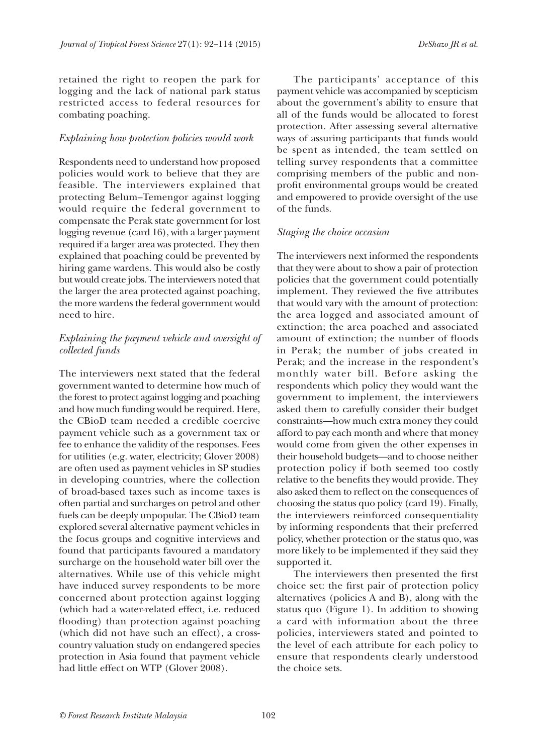retained the right to reopen the park for logging and the lack of national park status restricted access to federal resources for combating poaching.

*Explaining how protection policies would work*

Respondents need to understand how proposed policies would work to believe that they are feasible. The interviewers explained that protecting Belum–Temengor against logging would require the federal government to compensate the Perak state government for lost logging revenue (card 16), with a larger payment required if a larger area was protected. They then explained that poaching could be prevented by hiring game wardens. This would also be costly but would create jobs. The interviewers noted that the larger the area protected against poaching, the more wardens the federal government would need to hire.

*Explaining the payment vehicle and oversight of collected funds*

The interviewers next stated that the federal government wanted to determine how much of the forest to protect against logging and poaching and how much funding would be required. Here, the CBioD team needed a credible coercive payment vehicle such as a government tax or fee to enhance the validity of the responses. Fees for utilities (e.g. water, electricity; Glover 2008) are often used as payment vehicles in SP studies in developing countries, where the collection of broad-based taxes such as income taxes is often partial and surcharges on petrol and other fuels can be deeply unpopular. The CBioD team explored several alternative payment vehicles in the focus groups and cognitive interviews and found that participants favoured a mandatory surcharge on the household water bill over the alternatives. While use of this vehicle might have induced survey respondents to be more concerned about protection against logging (which had a water-related effect, i.e. reduced flooding) than protection against poaching (which did not have such an effect), a cross-country valuation study on endangered species protection in Asia found that payment vehicle had little effect on WTP (Glover 2008).

The participants' acceptance of this payment vehicle was accompanied by scepticism about the government's ability to ensure that all of the funds would be allocated to forest protection. After assessing several alternative ways of assuring participants that funds would be spent as intended, the team settled on telling survey respondents that a committee comprising members of the public and non-profit environmental groups would be created and empowered to provide oversight of the use of the funds.

*Staging the choice occasion*

The interviewers next informed the respondents that they were about to show a pair of protection policies that the government could potentially implement. They reviewed the five attributes that would vary with the amount of protection: the area logged and associated amount of extinction; the area poached and associated amount of extinction; the number of floods in Perak; the number of jobs created in Perak; and the increase in the respondent's monthly water bill. Before asking the respondents which policy they would want the government to implement, the interviewers asked them to carefully consider their budget constraints—how much extra money they could afford to pay each month and where that money would come from given the other expenses in their household budgets—and to choose neither protection policy if both seemed too costly relative to the benefits they would provide. They also asked them to reflect on the consequences of choosing the status quo policy (card 19). Finally, the interviewers reinforced consequentiality by informing respondents that their preferred policy, whether protection or the status quo, was more likely to be implemented if they said they supported it.

The interviewers then presented the first choice set: the first pair of protection policy alternatives (policies A and B), along with the status quo (Figure 1). In addition to showing a card with information about the three policies, interviewers stated and pointed to the level of each attribute for each policy to ensure that respondents clearly understood the choice sets.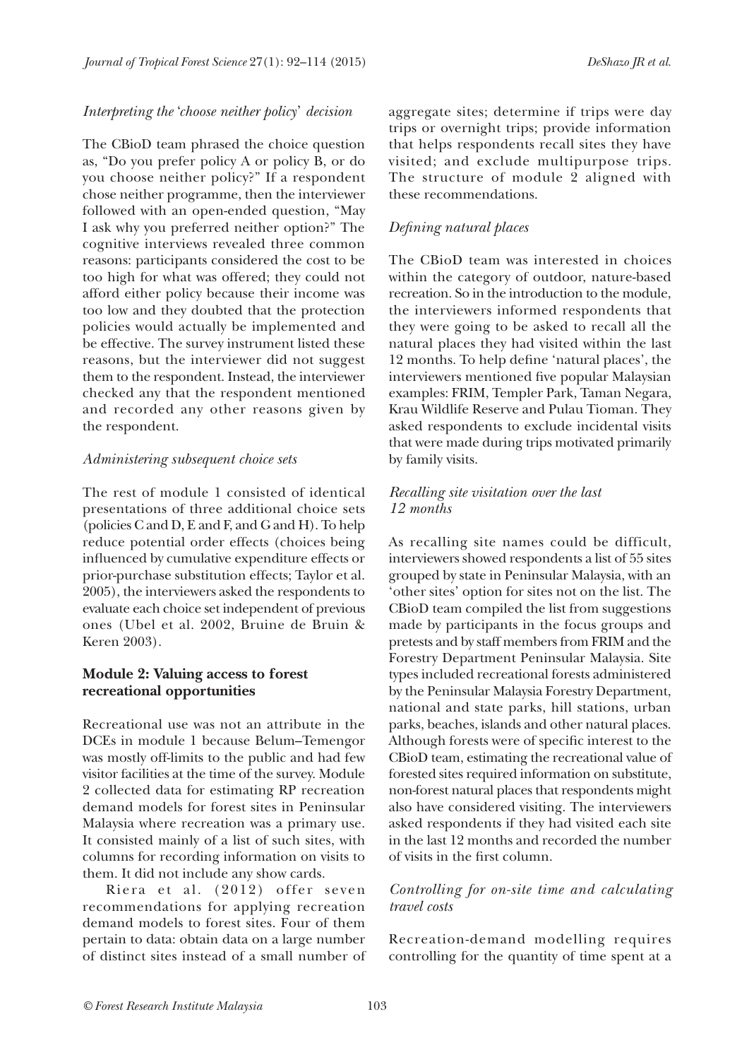### *Interpreting the 'choose neither policy' decision*

The CBioD team phrased the choice question as, "Do you prefer policy A or policy B, or do you choose neither policy?" If a respondent chose neither programme, then the interviewer followed with an open-ended question, "May I ask why you preferred neither option?" The cognitive interviews revealed three common reasons: participants considered the cost to be too high for what was offered; they could not afford either policy because their income was too low and they doubted that the protection policies would actually be implemented and be effective. The survey instrument listed these reasons, but the interviewer did not suggest them to the respondent. Instead, the interviewer checked any that the respondent mentioned and recorded any other reasons given by the respondent.

### *Administering subsequent choice sets*

The rest of module 1 consisted of identical presentations of three additional choice sets (policies C and D, E and F, and G and H). To help reduce potential order effects (choices being influenced by cumulative expenditure effects or prior-purchase substitution effects; Taylor et al. 2005), the interviewers asked the respondents to evaluate each choice set independent of previous ones (Ubel et al. 2002, Bruine de Bruin & Keren 2003).

## **Module 2: Valuing access to forest recreational opportunities**

Recreational use was not an attribute in the DCEs in module 1 because Belum–Temengor was mostly off-limits to the public and had few visitor facilities at the time of the survey. Module 2 collected data for estimating RP recreation demand models for forest sites in Peninsular Malaysia where recreation was a primary use. It consisted mainly of a list of such sites, with columns for recording information on visits to them. It did not include any show cards.

Riera et al. (2012) offer seven recommendations for applying recreation demand models to forest sites. Four of them pertain to data: obtain data on a large number of distinct sites instead of a small number of aggregate sites; determine if trips were day trips or overnight trips; provide information that helps respondents recall sites they have visited; and exclude multipurpose trips. The structure of module 2 aligned with these recommendations.

### *Defining natural places*

The CBioD team was interested in choices within the category of outdoor, nature-based recreation. So in the introduction to the module, the interviewers informed respondents that they were going to be asked to recall all the natural places they had visited within the last 12 months. To help define 'natural places', the interviewers mentioned five popular Malaysian examples: FRIM, Templer Park, Taman Negara, Krau Wildlife Reserve and Pulau Tioman. They asked respondents to exclude incidental visits that were made during trips motivated primarily by family visits.

### *Recalling site visitation over the last 12 months*

As recalling site names could be difficult, interviewers showed respondents a list of 55 sites grouped by state in Peninsular Malaysia, with an 'other sites' option for sites not on the list. The CBioD team compiled the list from suggestions made by participants in the focus groups and pretests and by staff members from FRIM and the Forestry Department Peninsular Malaysia. Site types included recreational forests administered by the Peninsular Malaysia Forestry Department, national and state parks, hill stations, urban parks, beaches, islands and other natural places. Although forests were of specific interest to the CBioD team, estimating the recreational value of forested sites required information on substitute, non-forest natural places that respondents might also have considered visiting. The interviewers asked respondents if they had visited each site in the last 12 months and recorded the number of visits in the first column.

### *Controlling for on-site time and calculating travel costs*

Recreation-demand modelling requires controlling for the quantity of time spent at a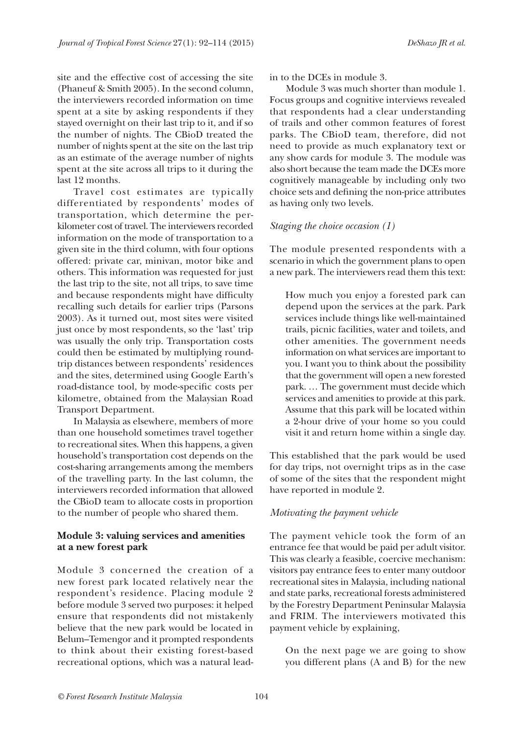site and the effective cost of accessing the site (Phaneuf & Smith 2005). In the second column, the interviewers recorded information on time spent at a site by asking respondents if they stayed overnight on their last trip to it, and if so the number of nights. The CBioD treated the number of nights spent at the site on the last trip as an estimate of the average number of nights spent at the site across all trips to it during the last 12 months.

Travel cost estimates are typically differentiated by respondents' modes of transportation, which determine the per-kilometer cost of travel. The interviewers recorded information on the mode of transportation to a given site in the third column, with four options offered: private car, minivan, motor bike and others. This information was requested for just the last trip to the site, not all trips, to save time and because respondents might have difficulty recalling such details for earlier trips (Parsons 2003). As it turned out, most sites were visited just once by most respondents, so the 'last' trip was usually the only trip. Transportation costs could then be estimated by multiplying round-trip distances between respondents' residences and the sites, determined using Google Earth's road-distance tool, by mode-specific costs per kilometre, obtained from the Malaysian Road Transport Department.

In Malaysia as elsewhere, members of more than one household sometimes travel together to recreational sites. When this happens, a given household's transportation cost depends on the cost-sharing arrangements among the members of the travelling party. In the last column, the interviewers recorded information that allowed the CBioD team to allocate costs in proportion to the number of people who shared them.

### Module 3: valuing services and amenities at a new forest park

Module 3 concerned the creation of a new forest park located relatively near the respondent's residence. Placing module 2 before module 3 served two purposes: it helped ensure that respondents did not mistakenly believe that the new park would be located in Belum–Temengor and it prompted respondents to think about their existing forest-based recreational options, which was a natural lead-in to the DCEs in module 3.

Module 3 was much shorter than module 1. Focus groups and cognitive interviews revealed that respondents had a clear understanding of trails and other common features of forest parks. The CBioD team, therefore, did not need to provide as much explanatory text or any show cards for module 3. The module was also short because the team made the DCEs more cognitively manageable by including only two choice sets and defining the non-price attributes as having only two levels.

#### *Staging the choice occasion (1)*

The module presented respondents with a scenario in which the government plans to open a new park. The interviewers read them this text:

> How much you enjoy a forested park can depend upon the services at the park. Park services include things like well-maintained trails, picnic facilities, water and toilets, and other amenities. The government needs information on what services are important to you. I want you to think about the possibility that the government will open a new forested park. … The government must decide which services and amenities to provide at this park. Assume that this park will be located within a 2-hour drive of your home so you could visit it and return home within a single day.

This established that the park would be used for day trips, not overnight trips as in the case of some of the sites that the respondent might have reported in module 2.

#### *Motivating the payment vehicle*

The payment vehicle took the form of an entrance fee that would be paid per adult visitor. This was clearly a feasible, coercive mechanism: visitors pay entrance fees to enter many outdoor recreational sites in Malaysia, including national and state parks, recreational forests administered by the Forestry Department Peninsular Malaysia and FRIM. The interviewers motivated this payment vehicle by explaining,

> On the next page we are going to show you different plans (A and B) for the new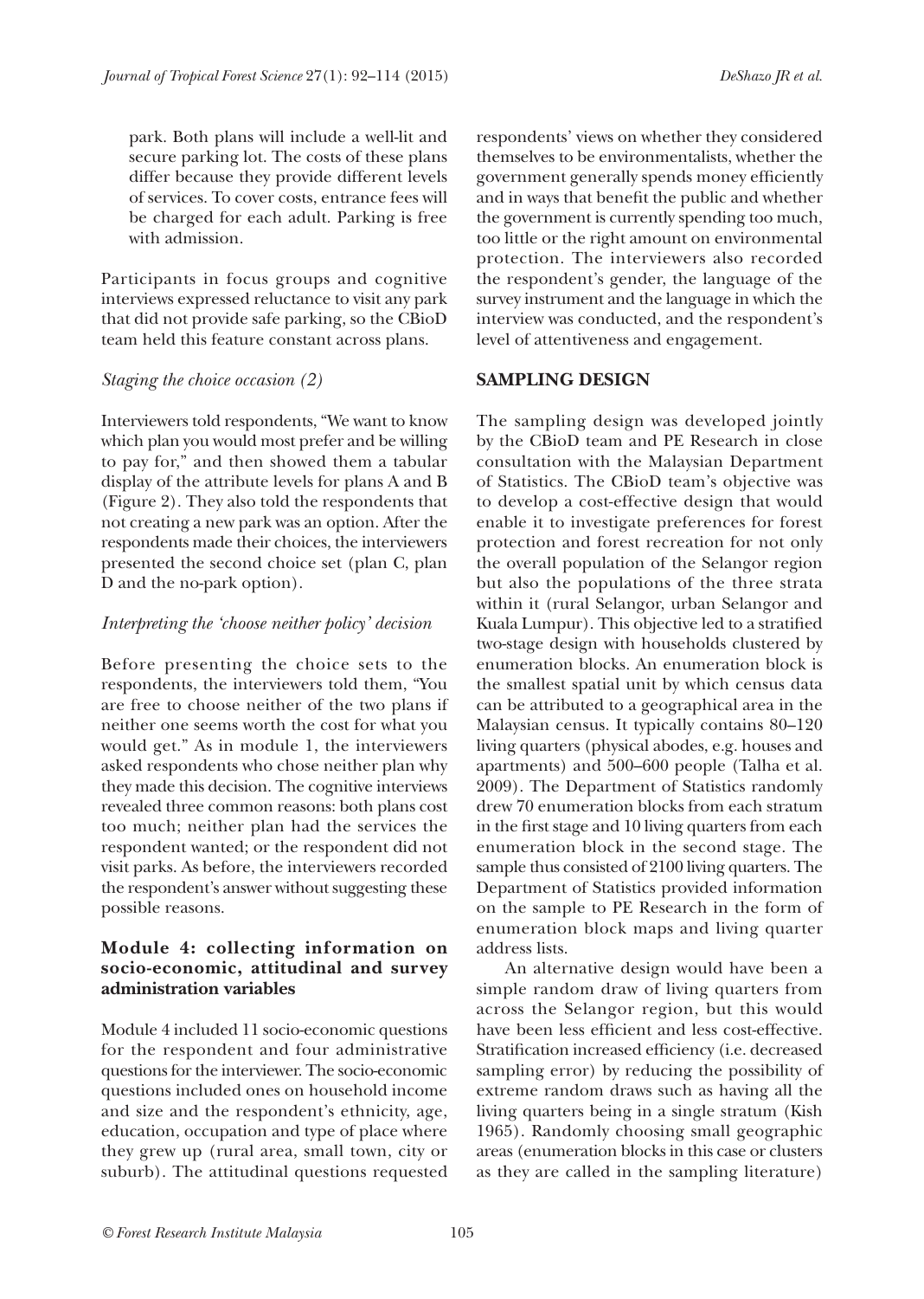park. Both plans will include a well-lit and secure parking lot. The costs of these plans differ because they provide different levels of services. To cover costs, entrance fees will be charged for each adult. Parking is free with admission.

Participants in focus groups and cognitive interviews expressed reluctance to visit any park that did not provide safe parking, so the CBioD team held this feature constant across plans.

*Staging the choice occasion (2)*

Interviewers told respondents, "We want to know which plan you would most prefer and be willing to pay for," and then showed them a tabular display of the attribute levels for plans A and B (Figure 2). They also told the respondents that not creating a new park was an option. After the respondents made their choices, the interviewers presented the second choice set (plan C, plan D and the no-park option).

*Interpreting the 'choose neither policy' decision*

Before presenting the choice sets to the respondents, the interviewers told them, "You are free to choose neither of the two plans if neither one seems worth the cost for what you would get." As in module 1, the interviewers asked respondents who chose neither plan why they made this decision. The cognitive interviews revealed three common reasons: both plans cost too much; neither plan had the services the respondent wanted; or the respondent did not visit parks. As before, the interviewers recorded the respondent's answer without suggesting these possible reasons.

### Module 4: collecting information on socio-economic, attitudinal and survey administration variables

Module 4 included 11 socio-economic questions for the respondent and four administrative questions for the interviewer. The socio-economic questions included ones on household income and size and the respondent's ethnicity, age, education, occupation and type of place where they grew up (rural area, small town, city or suburb). The attitudinal questions requested respondents' views on whether they considered themselves to be environmentalists, whether the government generally spends money efficiently and in ways that benefit the public and whether the government is currently spending too much, too little or the right amount on environmental protection. The interviewers also recorded the respondent's gender, the language of the survey instrument and the language in which the interview was conducted, and the respondent's level of attentiveness and engagement.

## SAMPLING DESIGN

The sampling design was developed jointly by the CBioD team and PE Research in close consultation with the Malaysian Department of Statistics. The CBioD team's objective was to develop a cost-effective design that would enable it to investigate preferences for forest protection and forest recreation for not only the overall population of the Selangor region but also the populations of the three strata within it (rural Selangor, urban Selangor and Kuala Lumpur). This objective led to a stratified two-stage design with households clustered by enumeration blocks. An enumeration block is the smallest spatial unit by which census data can be attributed to a geographical area in the Malaysian census. It typically contains 80–120 living quarters (physical abodes, e.g. houses and apartments) and 500–600 people (Talha et al. 2009). The Department of Statistics randomly drew 70 enumeration blocks from each stratum in the first stage and 10 living quarters from each enumeration block in the second stage. The sample thus consisted of 2100 living quarters. The Department of Statistics provided information on the sample to PE Research in the form of enumeration block maps and living quarter address lists.

An alternative design would have been a simple random draw of living quarters from across the Selangor region, but this would have been less efficient and less cost-effective. Stratification increased efficiency (i.e. decreased sampling error) by reducing the possibility of extreme random draws such as having all the living quarters being in a single stratum (Kish 1965). Randomly choosing small geographic areas (enumeration blocks in this case or clusters as they are called in the sampling literature)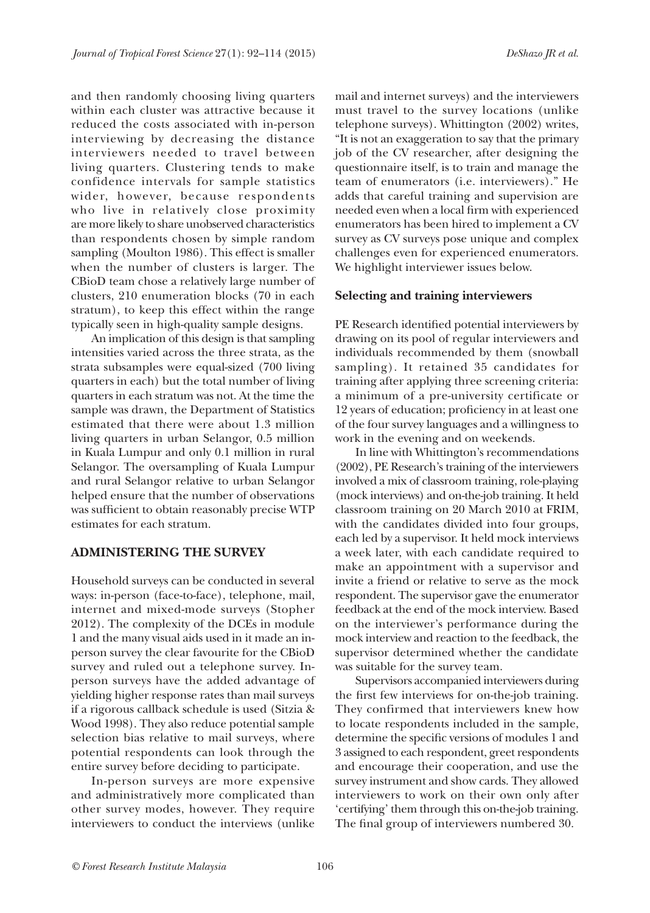and then randomly choosing living quarters within each cluster was attractive because it reduced the costs associated with in-person interviewing by decreasing the distance interviewers needed to travel between living quarters. Clustering tends to make confidence intervals for sample statistics wider, however, because respondents who live in relatively close proximity are more likely to share unobserved characteristics than respondents chosen by simple random sampling (Moulton 1986). This effect is smaller when the number of clusters is larger. The CBioD team chose a relatively large number of clusters, 210 enumeration blocks (70 in each stratum), to keep this effect within the range typically seen in high-quality sample designs.

An implication of this design is that sampling intensities varied across the three strata, as the strata subsamples were equal-sized (700 living quarters in each) but the total number of living quarters in each stratum was not. At the time the sample was drawn, the Department of Statistics estimated that there were about 1.3 million living quarters in urban Selangor, 0.5 million in Kuala Lumpur and only 0.1 million in rural Selangor. The oversampling of Kuala Lumpur and rural Selangor relative to urban Selangor helped ensure that the number of observations was sufficient to obtain reasonably precise WTP estimates for each stratum.

## ADMINISTERING THE SURVEY

Household surveys can be conducted in several ways: in-person (face-to-face), telephone, mail, internet and mixed-mode surveys (Stopher 2012). The complexity of the DCEs in module 1 and the many visual aids used in it made an in-person survey the clear favourite for the CBioD survey and ruled out a telephone survey. In-person surveys have the added advantage of yielding higher response rates than mail surveys if a rigorous callback schedule is used (Sitzia & Wood 1998). They also reduce potential sample selection bias relative to mail surveys, where potential respondents can look through the entire survey before deciding to participate.

In-person surveys are more expensive and administratively more complicated than other survey modes, however. They require interviewers to conduct the interviews (unlike mail and internet surveys) and the interviewers must travel to the survey locations (unlike telephone surveys). Whittington (2002) writes, "It is not an exaggeration to say that the primary job of the CV researcher, after designing the questionnaire itself, is to train and manage the team of enumerators (i.e. interviewers)." He adds that careful training and supervision are needed even when a local firm with experienced enumerators has been hired to implement a CV survey as CV surveys pose unique and complex challenges even for experienced enumerators. We highlight interviewer issues below.

### Selecting and training interviewers

PE Research identified potential interviewers by drawing on its pool of regular interviewers and individuals recommended by them (snowball sampling). It retained 35 candidates for training after applying three screening criteria: a minimum of a pre-university certificate or 12 years of education; proficiency in at least one of the four survey languages and a willingness to work in the evening and on weekends.

In line with Whittington's recommendations (2002), PE Research's training of the interviewers involved a mix of classroom training, role-playing (mock interviews) and on-the-job training. It held classroom training on 20 March 2010 at FRIM, with the candidates divided into four groups, each led by a supervisor. It held mock interviews a week later, with each candidate required to make an appointment with a supervisor and invite a friend or relative to serve as the mock respondent. The supervisor gave the enumerator feedback at the end of the mock interview. Based on the interviewer's performance during the mock interview and reaction to the feedback, the supervisor determined whether the candidate was suitable for the survey team.

Supervisors accompanied interviewers during the first few interviews for on-the-job training. They confirmed that interviewers knew how to locate respondents included in the sample, determine the specific versions of modules 1 and 3 assigned to each respondent, greet respondents and encourage their cooperation, and use the survey instrument and show cards. They allowed interviewers to work on their own only after 'certifying' them through this on-the-job training. The final group of interviewers numbered 30.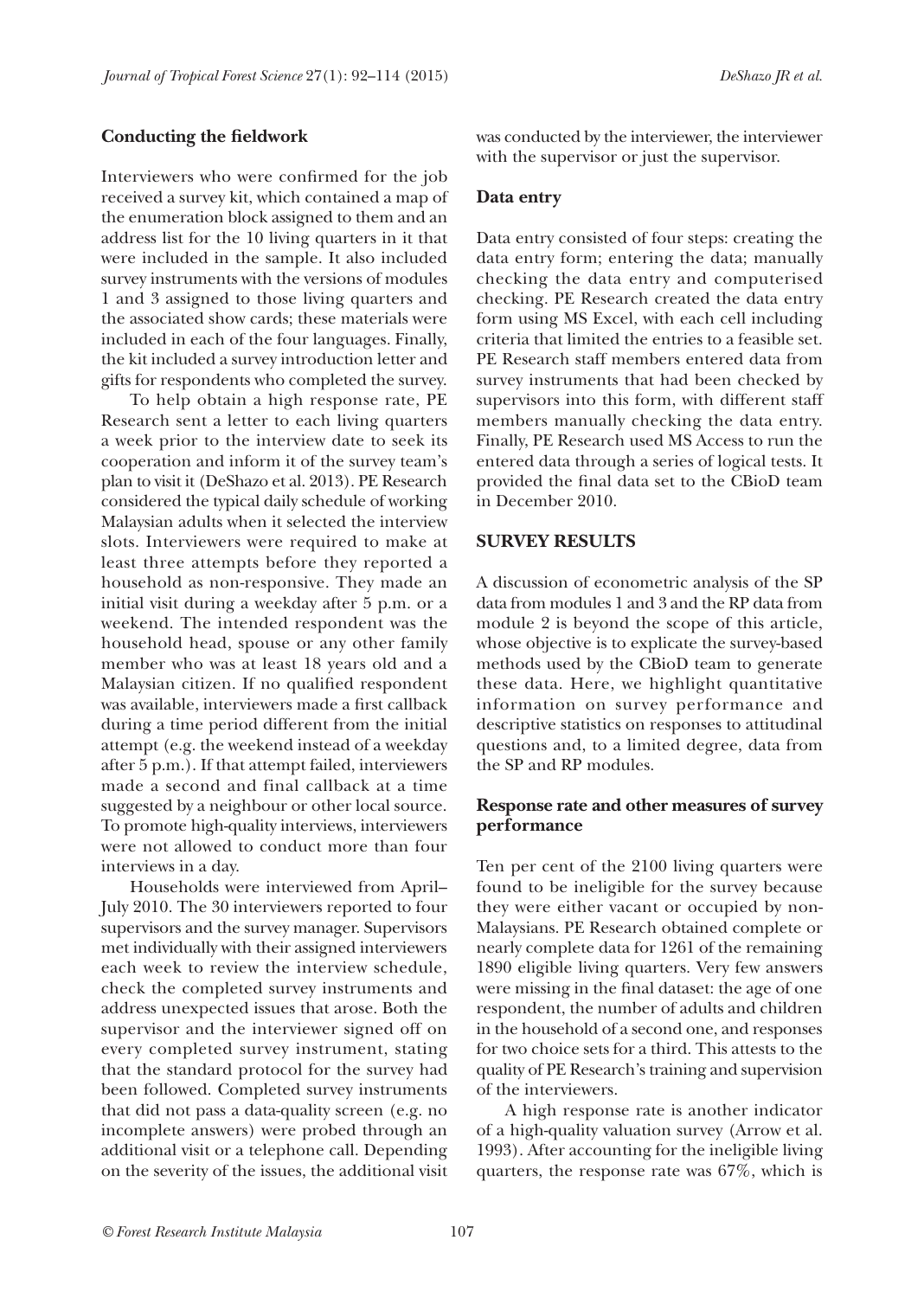### Conducting the fieldwork

Interviewers who were confirmed for the job received a survey kit, which contained a map of the enumeration block assigned to them and an address list for the 10 living quarters in it that were included in the sample. It also included survey instruments with the versions of modules 1 and 3 assigned to those living quarters and the associated show cards; these materials were included in each of the four languages. Finally, the kit included a survey introduction letter and gifts for respondents who completed the survey.

To help obtain a high response rate, PE Research sent a letter to each living quarters a week prior to the interview date to seek its cooperation and inform it of the survey team's plan to visit it (DeShazo et al. 2013). PE Research considered the typical daily schedule of working Malaysian adults when it selected the interview slots. Interviewers were required to make at least three attempts before they reported a household as non-responsive. They made an initial visit during a weekday after 5 p.m. or a weekend. The intended respondent was the household head, spouse or any other family member who was at least 18 years old and a Malaysian citizen. If no qualified respondent was available, interviewers made a first callback during a time period different from the initial attempt (e.g. the weekend instead of a weekday after 5 p.m.). If that attempt failed, interviewers made a second and final callback at a time suggested by a neighbour or other local source. To promote high-quality interviews, interviewers were not allowed to conduct more than four interviews in a day.

Households were interviewed from April–July 2010. The 30 interviewers reported to four supervisors and the survey manager. Supervisors met individually with their assigned interviewers each week to review the interview schedule, check the completed survey instruments and address unexpected issues that arose. Both the supervisor and the interviewer signed off on every completed survey instrument, stating that the standard protocol for the survey had been followed. Completed survey instruments that did not pass a data-quality screen (e.g. no incomplete answers) were probed through an additional visit or a telephone call. Depending on the severity of the issues, the additional visit was conducted by the interviewer, the interviewer with the supervisor or just the supervisor.

### Data entry

Data entry consisted of four steps: creating the data entry form; entering the data; manually checking the data entry and computerised checking. PE Research created the data entry form using MS Excel, with each cell including criteria that limited the entries to a feasible set. PE Research staff members entered data from survey instruments that had been checked by supervisors into this form, with different staff members manually checking the data entry. Finally, PE Research used MS Access to run the entered data through a series of logical tests. It provided the final data set to the CBioD team in December 2010.

## SURVEY RESULTS

A discussion of econometric analysis of the SP data from modules 1 and 3 and the RP data from module 2 is beyond the scope of this article, whose objective is to explicate the survey-based methods used by the CBioD team to generate these data. Here, we highlight quantitative information on survey performance and descriptive statistics on responses to attitudinal questions and, to a limited degree, data from the SP and RP modules.

### Response rate and other measures of survey performance

Ten per cent of the 2100 living quarters were found to be ineligible for the survey because they were either vacant or occupied by non-Malaysians. PE Research obtained complete or nearly complete data for 1261 of the remaining 1890 eligible living quarters. Very few answers were missing in the final dataset: the age of one respondent, the number of adults and children in the household of a second one, and responses for two choice sets for a third. This attests to the quality of PE Research's training and supervision of the interviewers.

A high response rate is another indicator of a high-quality valuation survey (Arrow et al. 1993). After accounting for the ineligible living quarters, the response rate was 67%, which is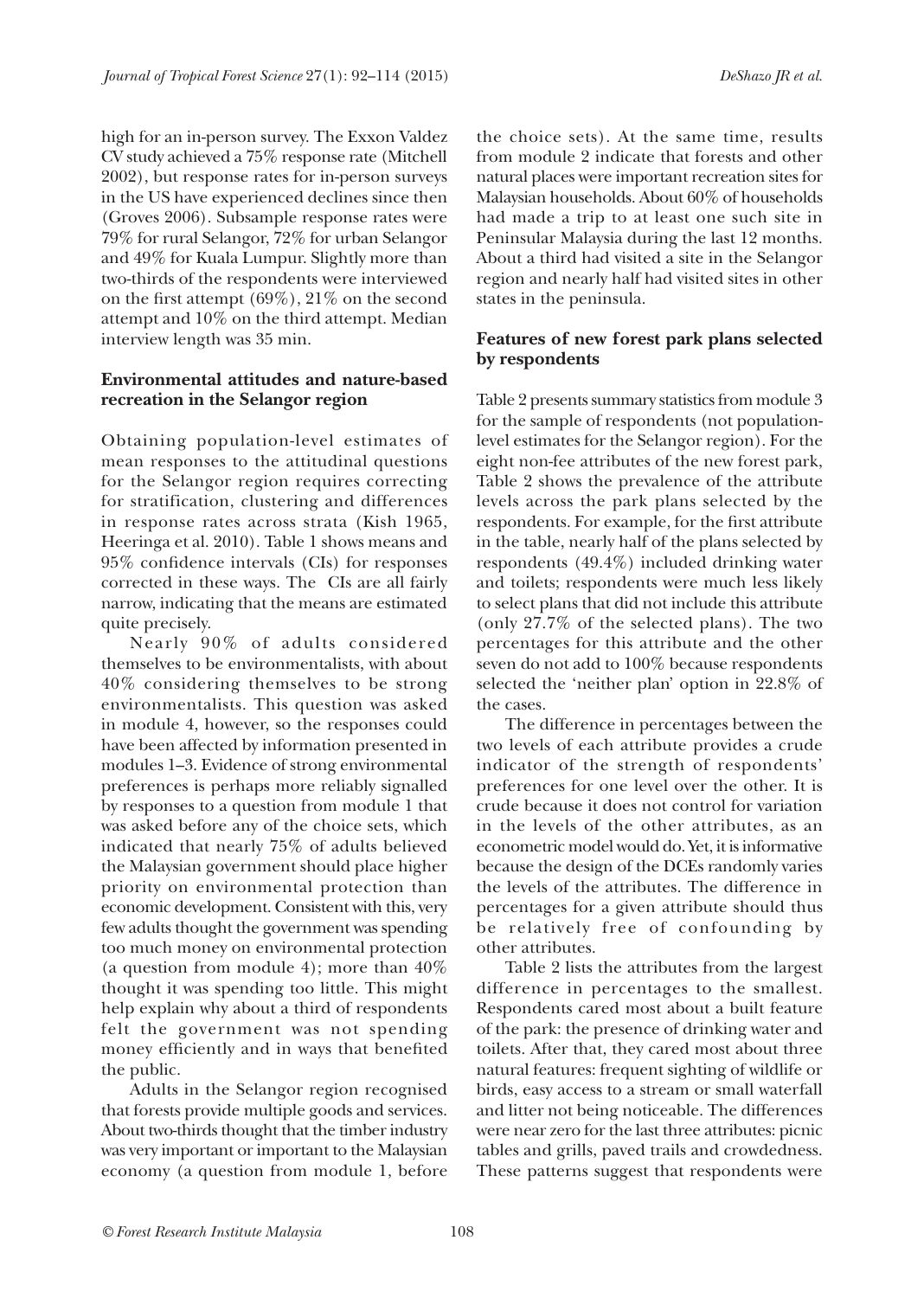high for an in-person survey. The Exxon Valdez CV study achieved a 75% response rate (Mitchell 2002), but response rates for in-person surveys in the US have experienced declines since then (Groves 2006). Subsample response rates were 79% for rural Selangor, 72% for urban Selangor and 49% for Kuala Lumpur. Slightly more than two-thirds of the respondents were interviewed on the first attempt (69%), 21% on the second attempt and 10% on the third attempt. Median interview length was 35 min.

## Environmental attitudes and nature-based recreation in the Selangor region

Obtaining population-level estimates of mean responses to the attitudinal questions for the Selangor region requires correcting for stratification, clustering and differences in response rates across strata (Kish 1965, Heeringa et al. 2010). Table 1 shows means and 95% confidence intervals (CIs) for responses corrected in these ways. The CIs are all fairly narrow, indicating that the means are estimated quite precisely.

Nearly 90% of adults considered themselves to be environmentalists, with about 40% considering themselves to be strong environmentalists. This question was asked in module 4, however, so the responses could have been affected by information presented in modules 1–3. Evidence of strong environmental preferences is perhaps more reliably signalled by responses to a question from module 1 that was asked before any of the choice sets, which indicated that nearly 75% of adults believed the Malaysian government should place higher priority on environmental protection than economic development. Consistent with this, very few adults thought the government was spending too much money on environmental protection (a question from module 4); more than 40% thought it was spending too little. This might help explain why about a third of respondents felt the government was not spending money efficiently and in ways that benefited the public.

Adults in the Selangor region recognised that forests provide multiple goods and services. About two-thirds thought that the timber industry was very important or important to the Malaysian economy (a question from module 1, before the choice sets). At the same time, results from module 2 indicate that forests and other natural places were important recreation sites for Malaysian households. About 60% of households had made a trip to at least one such site in Peninsular Malaysia during the last 12 months. About a third had visited a site in the Selangor region and nearly half had visited sites in other states in the peninsula.

## Features of new forest park plans selected by respondents

Table 2 presents summary statistics from module 3 for the sample of respondents (not population-level estimates for the Selangor region). For the eight non-fee attributes of the new forest park, Table 2 shows the prevalence of the attribute levels across the park plans selected by the respondents. For example, for the first attribute in the table, nearly half of the plans selected by respondents (49.4%) included drinking water and toilets; respondents were much less likely to select plans that did not include this attribute (only 27.7% of the selected plans). The two percentages for this attribute and the other seven do not add to 100% because respondents selected the 'neither plan' option in 22.8% of the cases.

The difference in percentages between the two levels of each attribute provides a crude indicator of the strength of respondents' preferences for one level over the other. It is crude because it does not control for variation in the levels of the other attributes, as an econometric model would do. Yet, it is informative because the design of the DCEs randomly varies the levels of the attributes. The difference in percentages for a given attribute should thus be relatively free of confounding by other attributes.

Table 2 lists the attributes from the largest difference in percentages to the smallest. Respondents cared most about a built feature of the park: the presence of drinking water and toilets. After that, they cared most about three natural features: frequent sighting of wildlife or birds, easy access to a stream or small waterfall and litter not being noticeable. The differences were near zero for the last three attributes: picnic tables and grills, paved trails and crowdedness. These patterns suggest that respondents were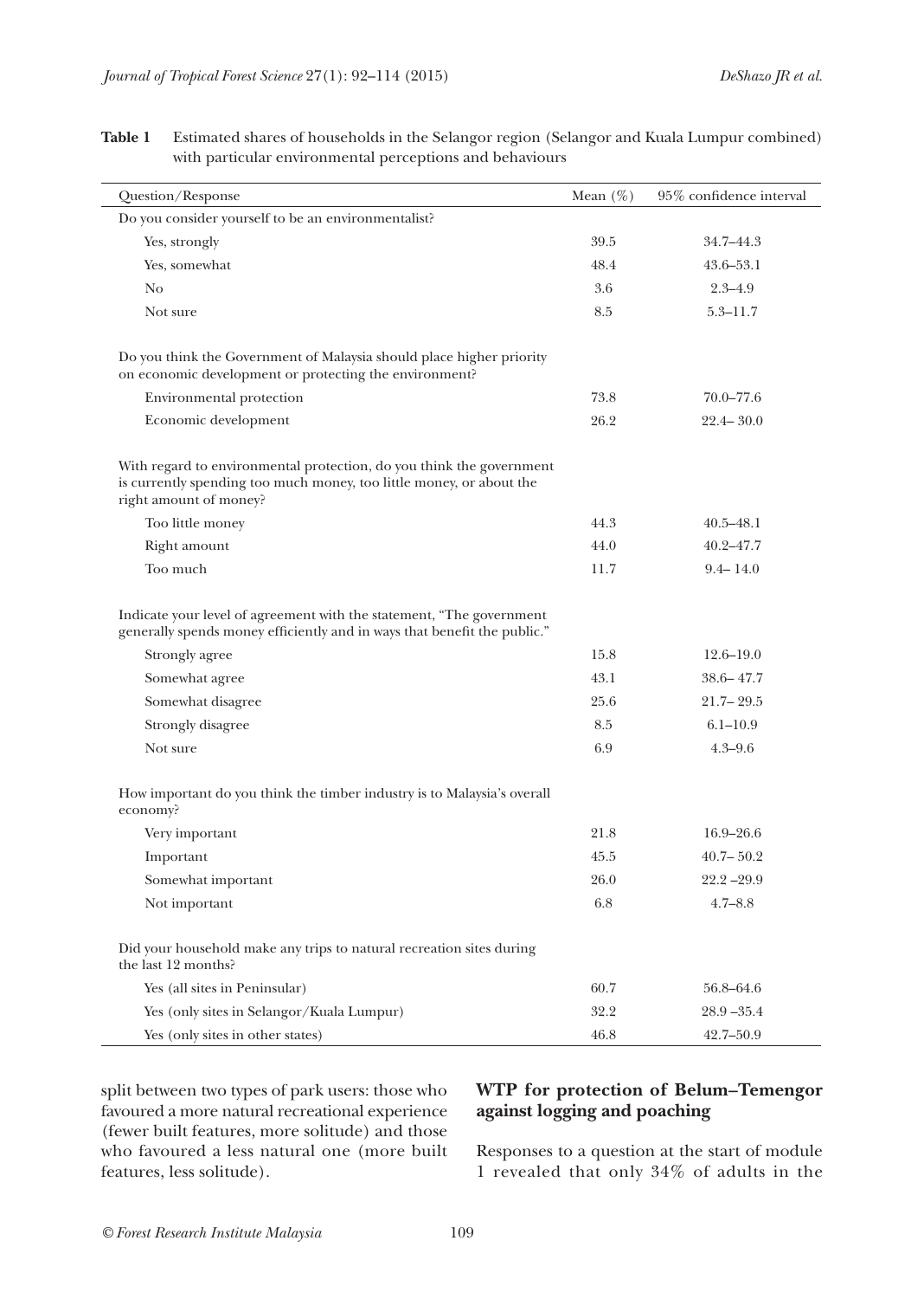**Table 1** Estimated shares of households in the Selangor region (Selangor and Kuala Lumpur combined) with particular environmental perceptions and behaviours

| Question/Response | Mean (%) | 95% confidence interval |
|---|---|---|
| Do you consider yourself to be an environmentalist? | | |
| Yes, strongly | 39.5 | 34.7–44.3 |
| Yes, somewhat | 48.4 | 43.6–53.1 |
| No | 3.6 | 2.3–4.9 |
| Not sure | 8.5 | 5.3–11.7 |
| Do you think the Government of Malaysia should place higher priority on economic development or protecting the environment? | | |
| Environmental protection | 73.8 | 70.0–77.6 |
| Economic development | 26.2 | 22.4– 30.0 |
| With regard to environmental protection, do you think the government is currently spending too much money, too little money, or about the right amount of money? | | |
| Too little money | 44.3 | 40.5–48.1 |
| Right amount | 44.0 | 40.2–47.7 |
| Too much | 11.7 | 9.4– 14.0 |
| Indicate your level of agreement with the statement, "The government generally spends money efficiently and in ways that benefit the public." | | |
| Strongly agree | 15.8 | 12.6–19.0 |
| Somewhat agree | 43.1 | 38.6– 47.7 |
| Somewhat disagree | 25.6 | 21.7– 29.5 |
| Strongly disagree | 8.5 | 6.1–10.9 |
| Not sure | 6.9 | 4.3–9.6 |
| How important do you think the timber industry is to Malaysia's overall economy? | | |
| Very important | 21.8 | 16.9–26.6 |
| Important | 45.5 | 40.7– 50.2 |
| Somewhat important | 26.0 | 22.2 –29.9 |
| Not important | 6.8 | 4.7–8.8 |
| Did your household make any trips to natural recreation sites during the last 12 months? | | |
| Yes (all sites in Peninsular) | 60.7 | 56.8–64.6 |
| Yes (only sites in Selangor/Kuala Lumpur) | 32.2 | 28.9 –35.4 |
| Yes (only sites in other states) | 46.8 | 42.7–50.9 |

split between two types of park users: those who favoured a more natural recreational experience (fewer built features, more solitude) and those who favoured a less natural one (more built features, less solitude).

## WTP for protection of Belum–Temengor against logging and poaching

Responses to a question at the start of module 1 revealed that only 34% of adults in the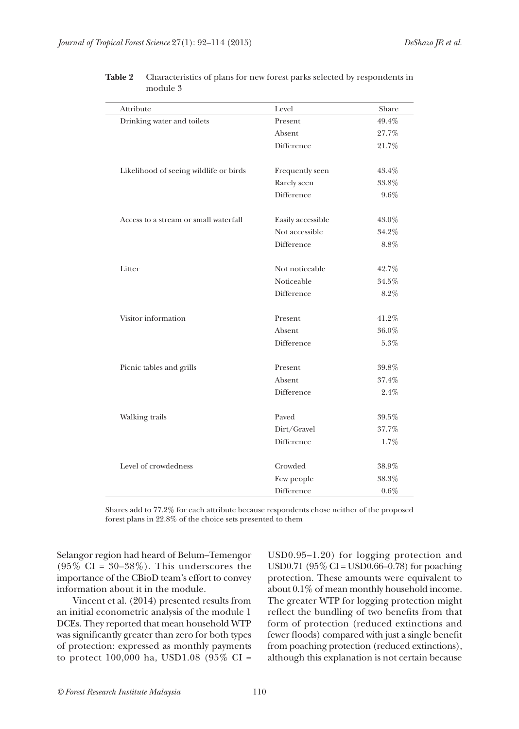**Table 2** Characteristics of plans for new forest parks selected by respondents in module 3

| Attribute | Level | Share |
|---|---|---|
| Drinking water and toilets | Present | 49.4% |
| | Absent | 27.7% |
| | Difference | 21.7% |
| Likelihood of seeing wildlife or birds | Frequently seen | 43.4% |
| | Rarely seen | 33.8% |
| | Difference | 9.6% |
| Access to a stream or small waterfall | Easily accessible | 43.0% |
| | Not accessible | 34.2% |
| | Difference | 8.8% |
| Litter | Not noticeable | 42.7% |
| | Noticeable | 34.5% |
| | Difference | 8.2% |
| Visitor information | Present | 41.2% |
| | Absent | 36.0% |
| | Difference | 5.3% |
| Picnic tables and grills | Present | 39.8% |
| | Absent | 37.4% |
| | Difference | 2.4% |
| Walking trails | Paved | 39.5% |
| | Dirt/Gravel | 37.7% |
| | Difference | 1.7% |
| Level of crowdedness | Crowded | 38.9% |
| | Few people | 38.3% |
| | Difference | 0.6% |

Shares add to 77.2% for each attribute because respondents chose neither of the proposed forest plans in 22.8% of the choice sets presented to them

Selangor region had heard of Belum–Temengor (95% CI = 30–38%). This underscores the importance of the CBioD team's effort to convey information about it in the module.

Vincent et al. (2014) presented results from an initial econometric analysis of the module 1 DCEs. They reported that mean household WTP was significantly greater than zero for both types of protection: expressed as monthly payments to protect 100,000 ha, USD1.08 (95% CI = USD0.95–1.20) for logging protection and USD0.71 (95% CI = USD0.66–0.78) for poaching protection. These amounts were equivalent to about 0.1% of mean monthly household income. The greater WTP for logging protection might reflect the bundling of two benefits from that form of protection (reduced extinctions and fewer floods) compared with just a single benefit from poaching protection (reduced extinctions), although this explanation is not certain because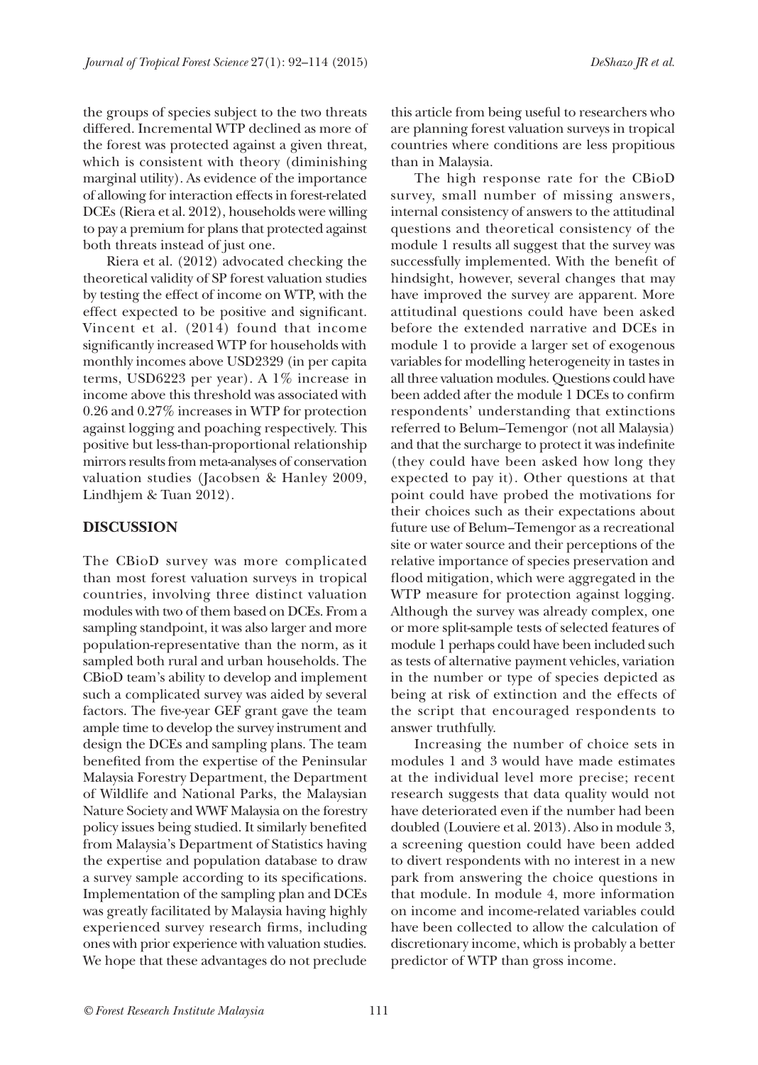the groups of species subject to the two threats differed. Incremental WTP declined as more of the forest was protected against a given threat, which is consistent with theory (diminishing marginal utility). As evidence of the importance of allowing for interaction effects in forest-related DCEs (Riera et al. 2012), households were willing to pay a premium for plans that protected against both threats instead of just one.

Riera et al. (2012) advocated checking the theoretical validity of SP forest valuation studies by testing the effect of income on WTP, with the effect expected to be positive and significant. Vincent et al. (2014) found that income significantly increased WTP for households with monthly incomes above USD2329 (in per capita terms, USD6223 per year). A 1% increase in income above this threshold was associated with 0.26 and 0.27% increases in WTP for protection against logging and poaching respectively. This positive but less-than-proportional relationship mirrors results from meta-analyses of conservation valuation studies (Jacobsen & Hanley 2009, Lindhjem & Tuan 2012).

## DISCUSSION

The CBioD survey was more complicated than most forest valuation surveys in tropical countries, involving three distinct valuation modules with two of them based on DCEs. From a sampling standpoint, it was also larger and more population-representative than the norm, as it sampled both rural and urban households. The CBioD team's ability to develop and implement such a complicated survey was aided by several factors. The five-year GEF grant gave the team ample time to develop the survey instrument and design the DCEs and sampling plans. The team benefited from the expertise of the Peninsular Malaysia Forestry Department, the Department of Wildlife and National Parks, the Malaysian Nature Society and WWF Malaysia on the forestry policy issues being studied. It similarly benefited from Malaysia's Department of Statistics having the expertise and population database to draw a survey sample according to its specifications. Implementation of the sampling plan and DCEs was greatly facilitated by Malaysia having highly experienced survey research firms, including ones with prior experience with valuation studies. We hope that these advantages do not preclude this article from being useful to researchers who are planning forest valuation surveys in tropical countries where conditions are less propitious than in Malaysia.

The high response rate for the CBioD survey, small number of missing answers, internal consistency of answers to the attitudinal questions and theoretical consistency of the module 1 results all suggest that the survey was successfully implemented. With the benefit of hindsight, however, several changes that may have improved the survey are apparent. More attitudinal questions could have been asked before the extended narrative and DCEs in module 1 to provide a larger set of exogenous variables for modelling heterogeneity in tastes in all three valuation modules. Questions could have been added after the module 1 DCEs to confirm respondents' understanding that extinctions referred to Belum–Temengor (not all Malaysia) and that the surcharge to protect it was indefinite (they could have been asked how long they expected to pay it). Other questions at that point could have probed the motivations for their choices such as their expectations about future use of Belum–Temengor as a recreational site or water source and their perceptions of the relative importance of species preservation and flood mitigation, which were aggregated in the WTP measure for protection against logging. Although the survey was already complex, one or more split-sample tests of selected features of module 1 perhaps could have been included such as tests of alternative payment vehicles, variation in the number or type of species depicted as being at risk of extinction and the effects of the script that encouraged respondents to answer truthfully.

Increasing the number of choice sets in modules 1 and 3 would have made estimates at the individual level more precise; recent research suggests that data quality would not have deteriorated even if the number had been doubled (Louviere et al. 2013). Also in module 3, a screening question could have been added to divert respondents with no interest in a new park from answering the choice questions in that module. In module 4, more information on income and income-related variables could have been collected to allow the calculation of discretionary income, which is probably a better predictor of WTP than gross income.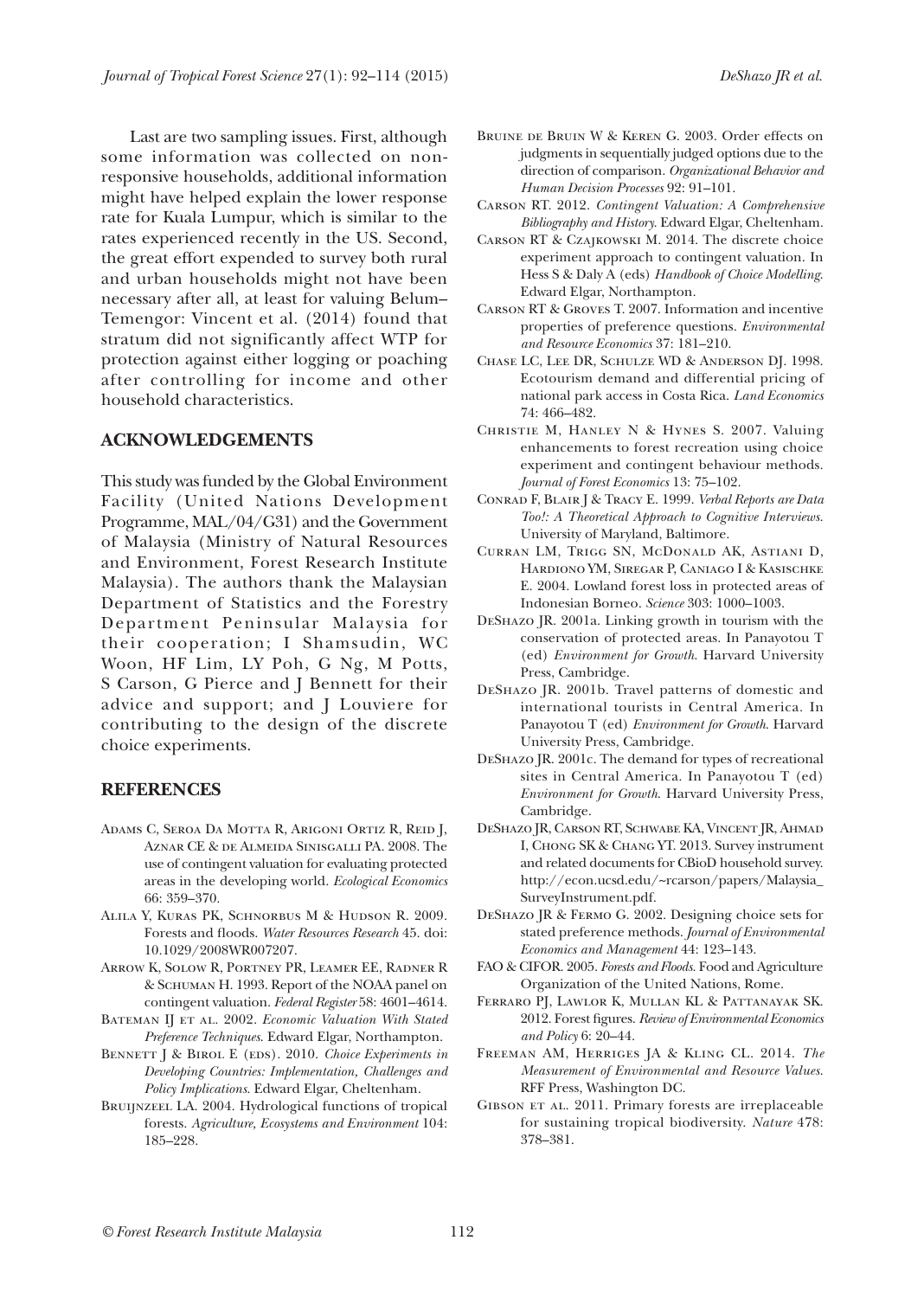Last are two sampling issues. First, although some information was collected on non-responsive households, additional information might have helped explain the lower response rate for Kuala Lumpur, which is similar to the rates experienced recently in the US. Second, the great effort expended to survey both rural and urban households might not have been necessary after all, at least for valuing Belum–Temengor: Vincent et al. (2014) found that stratum did not significantly affect WTP for protection against either logging or poaching after controlling for income and other household characteristics.

## ACKNOWLEDGEMENTS

This study was funded by the Global Environment Facility (United Nations Development Programme, MAL/04/G31) and the Government of Malaysia (Ministry of Natural Resources and Environment, Forest Research Institute Malaysia). The authors thank the Malaysian Department of Statistics and the Forestry Department Peninsular Malaysia for their cooperation; I Shamsudin, WC Woon, HF Lim, LY Poh, G Ng, M Potts, S Carson, G Pierce and J Bennett for their advice and support; and J Louviere for contributing to the design of the discrete choice experiments.

## REFERENCES

Adams C, Seroa Da Motta R, Arigoni Ortiz R, Reid J, Aznar CE & de Almeida Sinisgalli PA. 2008. The use of contingent valuation for evaluating protected areas in the developing world. *Ecological Economics* 66: 359–370.

Alila Y, Kuras PK, Schnorbus M & Hudson R. 2009. Forests and floods. *Water Resources Research* 45. doi: 10.1029/2008WR007207.

Arrow K, Solow R, Portney PR, Leamer EE, Radner R & Schuman H. 1993. Report of the NOAA panel on contingent valuation. *Federal Register* 58: 4601–4614.

Bateman IJ et al. 2002. *Economic Valuation With Stated Preference Techniques*. Edward Elgar, Northampton.

Bennett J & Birol E (eds). 2010. *Choice Experiments in Developing Countries: Implementation, Challenges and Policy Implications*. Edward Elgar, Cheltenham.

Bruijnzeel LA. 2004. Hydrological functions of tropical forests. *Agriculture, Ecosystems and Environment* 104: 185–228.

Bruine de Bruin W & Keren G. 2003. Order effects on judgments in sequentially judged options due to the direction of comparison. *Organizational Behavior and Human Decision Processes* 92: 91–101.

Carson RT. 2012. *Contingent Valuation: A Comprehensive Bibliography and History*. Edward Elgar, Cheltenham.

Carson RT & Czajkowski M. 2014. The discrete choice experiment approach to contingent valuation. In Hess S & Daly A (eds) *Handbook of Choice Modelling*. Edward Elgar, Northampton.

Carson RT & Groves T. 2007. Information and incentive properties of preference questions. *Environmental and Resource Economics* 37: 181–210.

Chase LC, Lee DR, Schulze WD & Anderson DJ. 1998. Ecotourism demand and differential pricing of national park access in Costa Rica. *Land Economics* 74: 466–482.

Christie M, Hanley N & Hynes S. 2007. Valuing enhancements to forest recreation using choice experiment and contingent behaviour methods. *Journal of Forest Economics* 13: 75–102.

Conrad F, Blair J & Tracy E. 1999. *Verbal Reports are Data Too!: A Theoretical Approach to Cognitive Interviews*. University of Maryland, Baltimore.

Curran LM, Trigg SN, McDonald AK, Astiani D, Hardiono YM, Siregar P, Caniago I & Kasischke E. 2004. Lowland forest loss in protected areas of Indonesian Borneo. *Science* 303: 1000–1003.

DeShazo JR. 2001a. Linking growth in tourism with the conservation of protected areas. In Panayotou T (ed) *Environment for Growth*. Harvard University Press, Cambridge.

DeShazo JR. 2001b. Travel patterns of domestic and international tourists in Central America. In Panayotou T (ed) *Environment for Growth*. Harvard University Press, Cambridge.

DeShazo JR. 2001c. The demand for types of recreational sites in Central America. In Panayotou T (ed) *Environment for Growth*. Harvard University Press, Cambridge.

DeShazo JR, Carson RT, Schwabe KA, Vincent JR, Ahmad I, Chong SK & Chang YT. 2013. Survey instrument and related documents for CBioD household survey. http://econ.ucsd.edu/~rcarson/papers/Malaysia_SurveyInstrument.pdf.

DeShazo JR & Fermo G. 2002. Designing choice sets for stated preference methods. *Journal of Environmental Economics and Management* 44: 123–143.

FAO & CIFOR. 2005. *Forests and Floods*. Food and Agriculture Organization of the United Nations, Rome.

Ferraro PJ, Lawlor K, Mullan KL & Pattanayak SK. 2012. Forest figures. *Review of Environmental Economics and Policy* 6: 20–44.

Freeman AM, Herriges JA & Kling CL. 2014. *The Measurement of Environmental and Resource Values*. RFF Press, Washington DC.

Gibson et al. 2011. Primary forests are irreplaceable for sustaining tropical biodiversity. *Nature* 478: 378–381.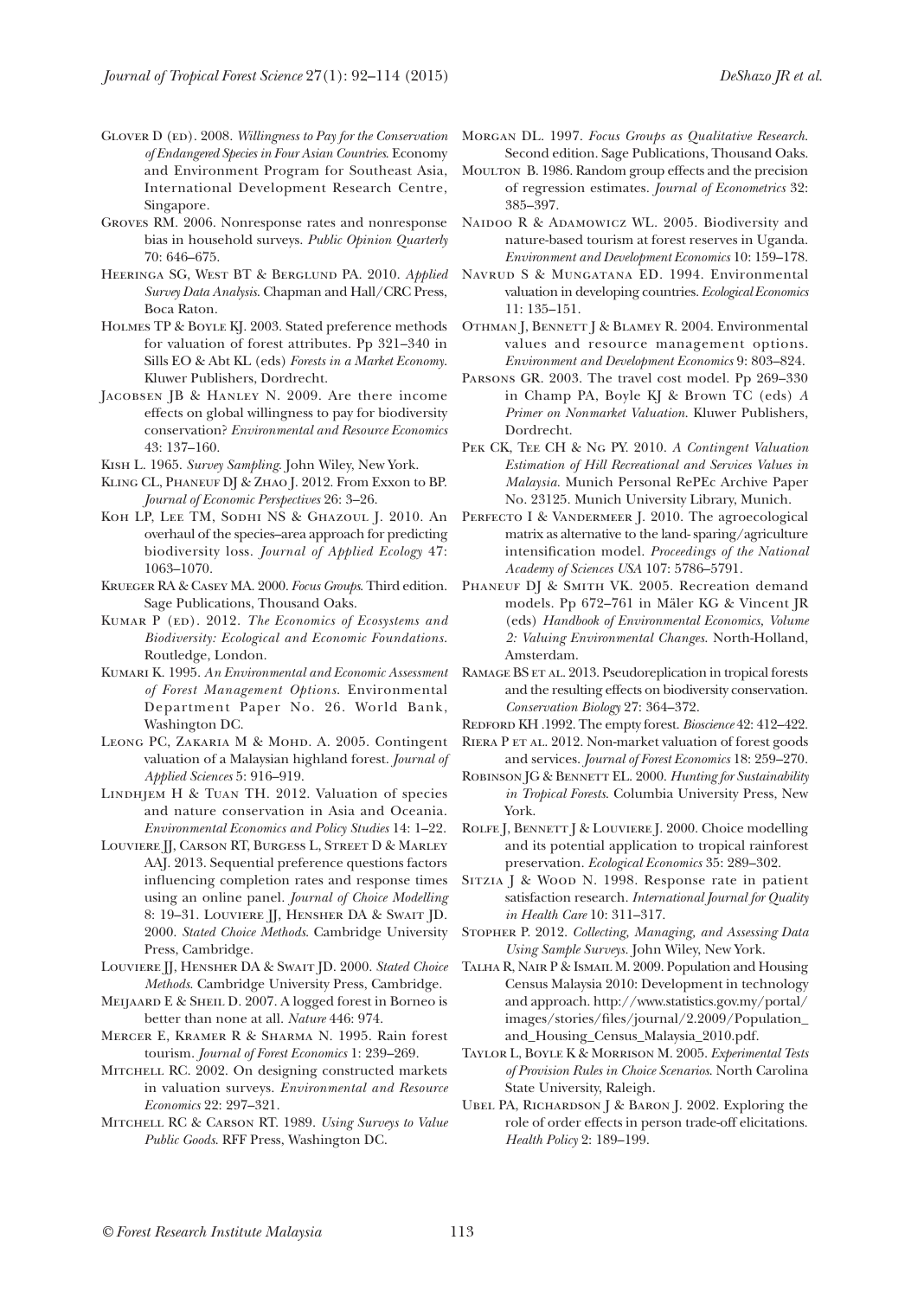Glover D (ed). 2008. *Willingness to Pay for the Conservation of Endangered Species in Four Asian Countries*. Economy and Environment Program for Southeast Asia, International Development Research Centre, Singapore.

Groves RM. 2006. Nonresponse rates and nonresponse bias in household surveys. *Public Opinion Quarterly* 70: 646–675.

Heeringa SG, West BT & Berglund PA. 2010. *Applied Survey Data Analysis*. Chapman and Hall/CRC Press, Boca Raton.

Holmes TP & Boyle KJ. 2003. Stated preference methods for valuation of forest attributes. Pp 321–340 in Sills EO & Abt KL (eds) *Forests in a Market Economy*. Kluwer Publishers, Dordrecht.

Jacobsen JB & Hanley N. 2009. Are there income effects on global willingness to pay for biodiversity conservation? *Environmental and Resource Economics* 43: 137–160.

Kish L. 1965. *Survey Sampling*. John Wiley, New York.

Kling CL, Phaneuf DJ & Zhao J. 2012. From Exxon to BP. *Journal of Economic Perspectives* 26: 3–26.

Koh LP, Lee TM, Sodhi NS & Ghazoul J. 2010. An overhaul of the species–area approach for predicting biodiversity loss. *Journal of Applied Ecology* 47: 1063–1070.

Krueger RA & Casey MA. 2000. *Focus Groups*. Third edition. Sage Publications, Thousand Oaks.

Kumar P (ed). 2012. *The Economics of Ecosystems and Biodiversity: Ecological and Economic Foundations*. Routledge, London.

Kumari K. 1995. *An Environmental and Economic Assessment of Forest Management Options*. Environmental Department Paper No. 26. World Bank, Washington DC.

Leong PC, Zakaria M & Mohd. A. 2005. Contingent valuation of a Malaysian highland forest. *Journal of Applied Sciences* 5: 916–919.

Lindhjem H & Tuan TH. 2012. Valuation of species and nature conservation in Asia and Oceania. *Environmental Economics and Policy Studies* 14: 1–22.

Louviere JJ, Carson RT, Burgess L, Street D & Marley AAJ. 2013. Sequential preference questions factors influencing completion rates and response times using an online panel. *Journal of Choice Modelling* 8: 19–31. Louviere JJ, Hensher DA & Swait JD. 2000. *Stated Choice Methods*. Cambridge University Press, Cambridge.

Louviere JJ, Hensher DA & Swait JD. 2000. *Stated Choice Methods*. Cambridge University Press, Cambridge.

Meijaard E & Sheil D. 2007. A logged forest in Borneo is better than none at all. *Nature* 446: 974.

Mercer E, Kramer R & Sharma N. 1995. Rain forest tourism. *Journal of Forest Economics* 1: 239–269.

Mitchell RC. 2002. On designing constructed markets in valuation surveys. *Environmental and Resource Economics* 22: 297–321.

Mitchell RC & Carson RT. 1989. *Using Surveys to Value Public Goods*. RFF Press, Washington DC.

Morgan DL. 1997. *Focus Groups as Qualitative Research*. Second edition. Sage Publications, Thousand Oaks.

Moulton B. 1986. Random group effects and the precision of regression estimates. *Journal of Econometrics* 32: 385–397.

Naidoo R & Adamowicz WL. 2005. Biodiversity and nature-based tourism at forest reserves in Uganda. *Environment and Development Economics* 10: 159–178.

Navrud S & Mungatana ED. 1994. Environmental valuation in developing countries. *Ecological Economics* 11: 135–151.

Othman J, Bennett J & Blamey R. 2004. Environmental values and resource management options. *Environment and Development Economics* 9: 803–824.

Parsons GR. 2003. The travel cost model. Pp 269–330 in Champ PA, Boyle KJ & Brown TC (eds) *A Primer on Nonmarket Valuation*. Kluwer Publishers, Dordrecht.

Pek CK, Tee CH & Ng PY. 2010. *A Contingent Valuation Estimation of Hill Recreational and Services Values in Malaysia*. Munich Personal RePEc Archive Paper No. 23125. Munich University Library, Munich.

Perfecto I & Vandermeer J. 2010. The agroecological matrix as alternative to the land-sparing/agriculture intensification model. *Proceedings of the National Academy of Sciences USA* 107: 5786–5791.

Phaneuf DJ & Smith VK. 2005. Recreation demand models. Pp 672–761 in Mäler KG & Vincent JR (eds) *Handbook of Environmental Economics, Volume 2: Valuing Environmental Changes*. North-Holland, Amsterdam.

Ramage BS et al. 2013. Pseudoreplication in tropical forests and the resulting effects on biodiversity conservation. *Conservation Biology* 27: 364–372.

Redford KH .1992. The empty forest. *Bioscience* 42: 412–422.

Riera P et al. 2012. Non-market valuation of forest goods and services. *Journal of Forest Economics* 18: 259–270.

Robinson JG & Bennett EL. 2000. *Hunting for Sustainability in Tropical Forests*. Columbia University Press, New York.

Rolfe J, Bennett J & Louviere J. 2000. Choice modelling and its potential application to tropical rainforest preservation. *Ecological Economics* 35: 289–302.

Sitzia J & Wood N. 1998. Response rate in patient satisfaction research. *International Journal for Quality in Health Care* 10: 311–317.

Stopher P. 2012. *Collecting, Managing, and Assessing Data Using Sample Surveys*. John Wiley, New York.

Talha R, Nair P & Ismail M. 2009. Population and Housing Census Malaysia 2010: Development in technology and approach. http://www.statistics.gov.my/portal/images/stories/files/journal/2.2009/Population_and_Housing_Census_Malaysia_2010.pdf.

Taylor L, Boyle K & Morrison M. 2005. *Experimental Tests of Provision Rules in Choice Scenarios*. North Carolina State University, Raleigh.

Ubel PA, Richardson J & Baron J. 2002. Exploring the role of order effects in person trade-off elicitations. *Health Policy* 2: 189–199.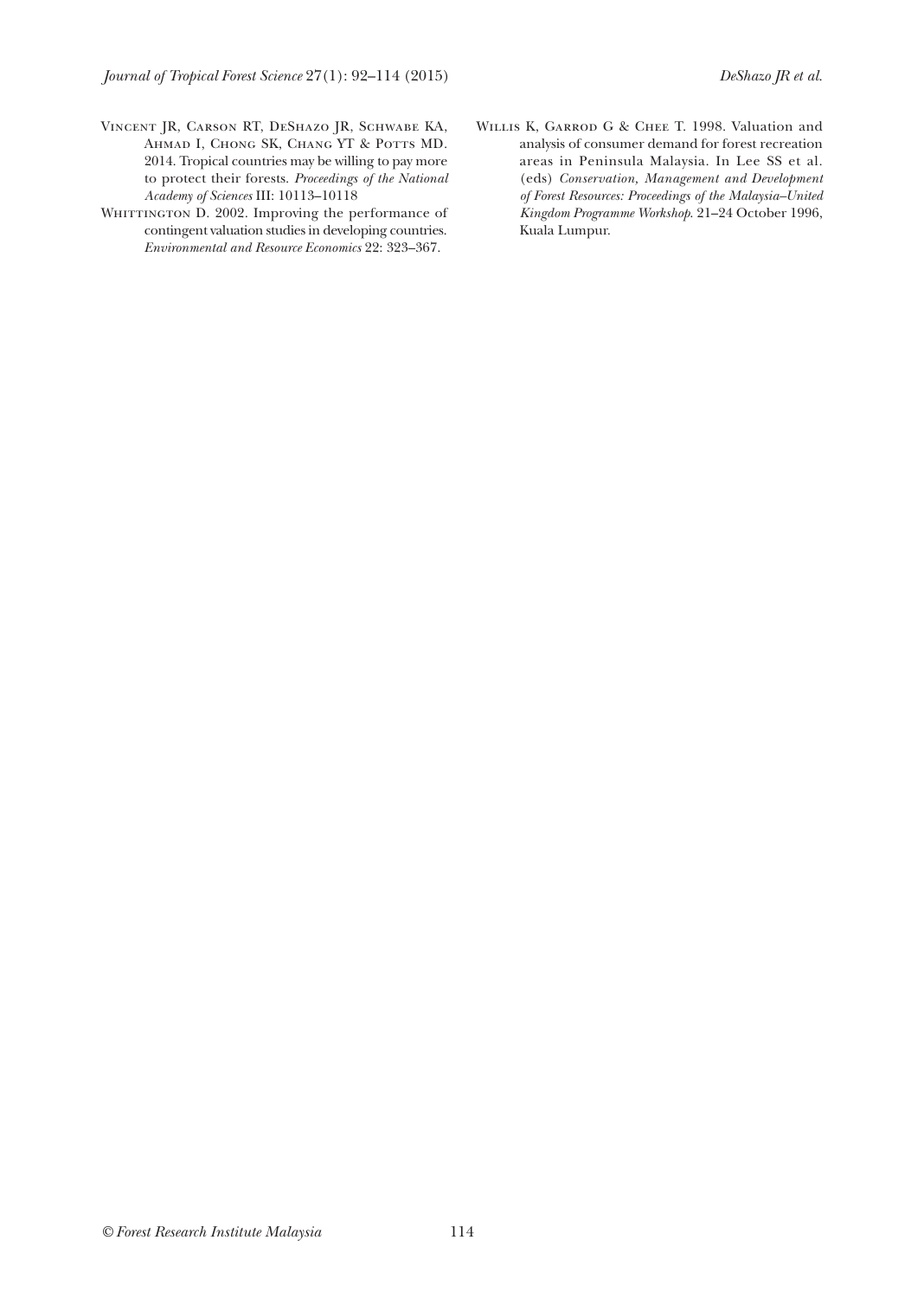Vincent JR, Carson RT, DeShazo JR, Schwabe KA, Ahmad I, Chong SK, Chang YT & Potts MD. 2014. Tropical countries may be willing to pay more to protect their forests. *Proceedings of the National Academy of Sciences* III: 10113–10118

Whittington D. 2002. Improving the performance of contingent valuation studies in developing countries. *Environmental and Resource Economics* 22: 323–367.

Willis K, Garrod G & Chee T. 1998. Valuation and analysis of consumer demand for forest recreation areas in Peninsula Malaysia. In Lee SS et al. (eds) *Conservation, Management and Development of Forest Resources: Proceedings of the Malaysia–United Kingdom Programme Workshop*. 21–24 October 1996, Kuala Lumpur.